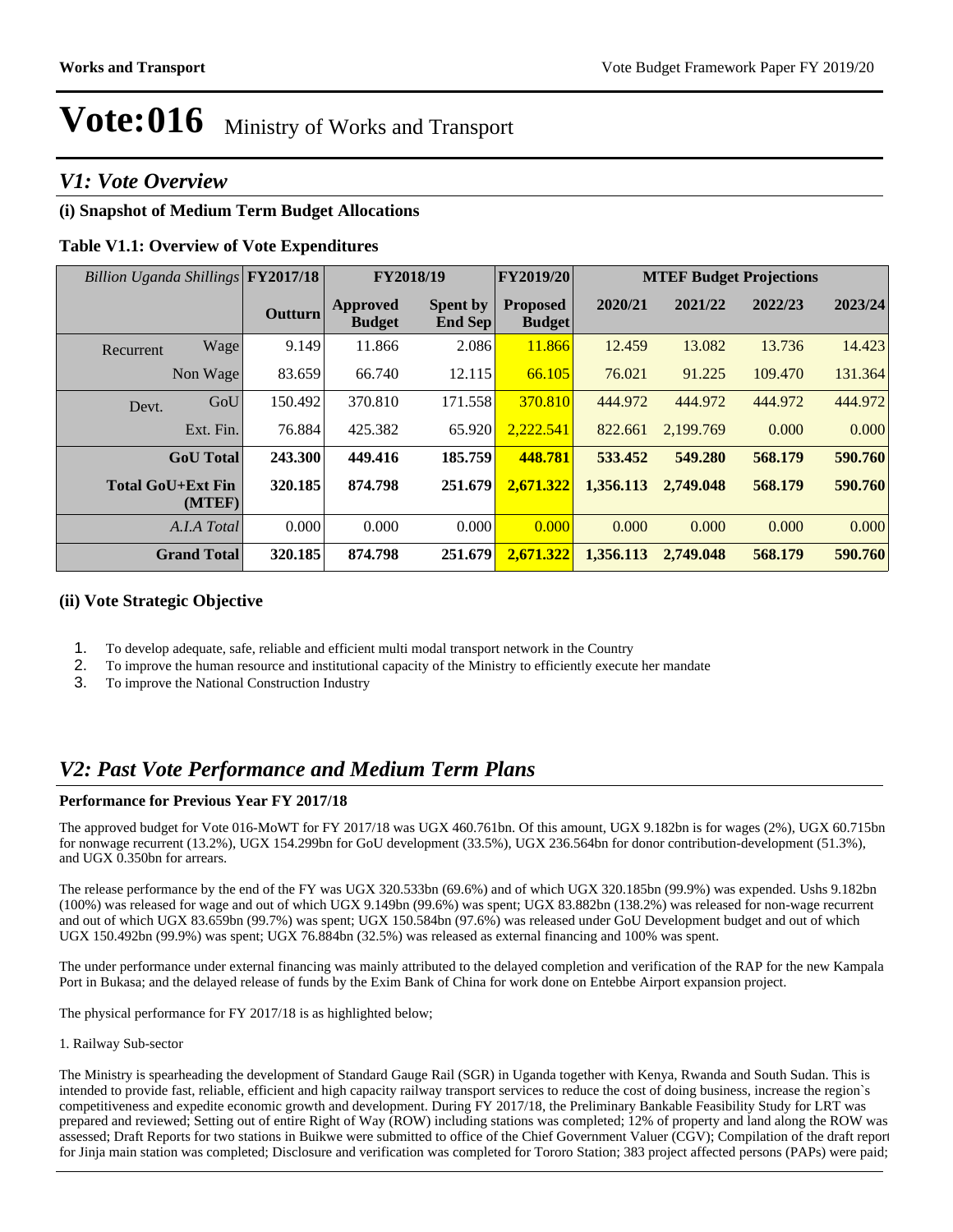# Vote:016 Ministry of Works and Transport

## *V1: Vote Overview*

### (i) Snapshot of Medium Term Budget Allocations

**Table V1.1: Overview of Vote Expenditures**

| *Billion Uganda Shillings* | | FY2017/18 | FY2018/19 | | FY2019/20 | MTEF Budget Projections | | | |
|---|---|---|---|---|---|---|---|---|---|
| | | Outturn | Approved Budget | Spent by End Sep | Proposed Budget | 2020/21 | 2021/22 | 2022/23 | 2023/24 |
| Recurrent | Wage | 9.149 | 11.866 | 2.086 | 11.866 | 12.459 | 13.082 | 13.736 | 14.423 |
| | Non Wage | 83.659 | 66.740 | 12.115 | 66.105 | 76.021 | 91.225 | 109.470 | 131.364 |
| Devt. | GoU | 150.492 | 370.810 | 171.558 | 370.810 | 444.972 | 444.972 | 444.972 | 444.972 |
| | Ext. Fin. | 76.884 | 425.382 | 65.920 | 2,222.541 | 822.661 | 2,199.769 | 0.000 | 0.000 |
| | **GoU Total** | **243.300** | **449.416** | **185.759** | **448.781** | **533.452** | **549.280** | **568.179** | **590.760** |
| **Total GoU+Ext Fin (MTEF)** | | **320.185** | **874.798** | **251.679** | **2,671.322** | **1,356.113** | **2,749.048** | **568.179** | **590.760** |
| | *A.I.A Total* | 0.000 | 0.000 | 0.000 | 0.000 | 0.000 | 0.000 | 0.000 | 0.000 |
| | **Grand Total** | **320.185** | **874.798** | **251.679** | **2,671.322** | **1,356.113** | **2,749.048** | **568.179** | **590.760** |

### (ii) Vote Strategic Objective

1. To develop adequate, safe, reliable and efficient multi modal transport network in the Country
2. To improve the human resource and institutional capacity of the Ministry to efficiently execute her mandate
3. To improve the National Construction Industry

## *V2: Past Vote Performance and Medium Term Plans*

**Performance for Previous Year FY 2017/18**

The approved budget for Vote 016-MoWT for FY 2017/18 was UGX 460.761bn. Of this amount, UGX 9.182bn is for wages (2%), UGX 60.715bn for nonwage recurrent (13.2%), UGX 154.299bn for GoU development (33.5%), UGX 236.564bn for donor contribution-development (51.3%), and UGX 0.350bn for arrears.

The release performance by the end of the FY was UGX 320.533bn (69.6%) and of which UGX 320.185bn (99.9%) was expended. Ushs 9.182bn (100%) was released for wage and out of which UGX 9.149bn (99.6%) was spent; UGX 83.882bn (138.2%) was released for non-wage recurrent and out of which UGX 83.659bn (99.7%) was spent; UGX 150.584bn (97.6%) was released under GoU Development budget and out of which UGX 150.492bn (99.9%) was spent; UGX 76.884bn (32.5%) was released as external financing and 100% was spent.

The under performance under external financing was mainly attributed to the delayed completion and verification of the RAP for the new Kampala Port in Bukasa; and the delayed release of funds by the Exim Bank of China for work done on Entebbe Airport expansion project.

The physical performance for FY 2017/18 is as highlighted below;

1. Railway Sub-sector

The Ministry is spearheading the development of Standard Gauge Rail (SGR) in Uganda together with Kenya, Rwanda and South Sudan. This is intended to provide fast, reliable, efficient and high capacity railway transport services to reduce the cost of doing business, increase the region`s competitiveness and expedite economic growth and development. During FY 2017/18, the Preliminary Bankable Feasibility Study for LRT was prepared and reviewed; Setting out of entire Right of Way (ROW) including stations was completed; 12% of property and land along the ROW was assessed; Draft Reports for two stations in Buikwe were submitted to office of the Chief Government Valuer (CGV); Compilation of the draft report for Jinja main station was completed; Disclosure and verification was completed for Tororo Station; 383 project affected persons (PAPs) were paid;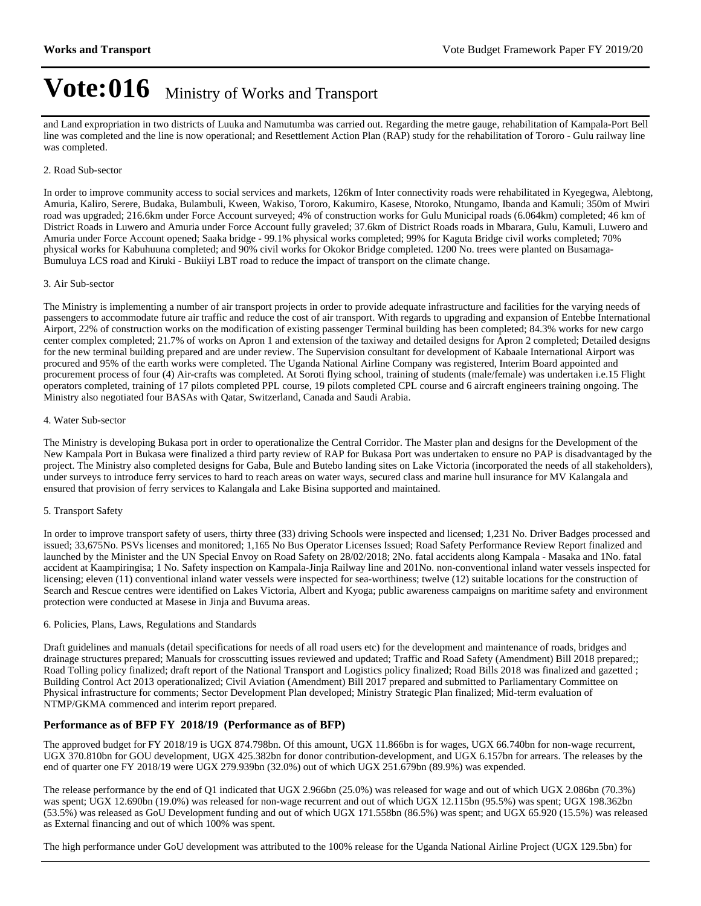and Land expropriation in two districts of Luuka and Namutumba was carried out. Regarding the metre gauge, rehabilitation of Kampala-Port Bell line was completed and the line is now operational; and Resettlement Action Plan (RAP) study for the rehabilitation of Tororo - Gulu railway line was completed.

2. Road Sub-sector

In order to improve community access to social services and markets, 126km of Inter connectivity roads were rehabilitated in Kyegegwa, Alebtong, Amuria, Kaliro, Serere, Budaka, Bulambuli, Kween, Wakiso, Tororo, Kakumiro, Kasese, Ntoroko, Ntungamo, Ibanda and Kamuli; 350m of Mwiri road was upgraded; 216.6km under Force Account surveyed; 4% of construction works for Gulu Municipal roads (6.064km) completed; 46 km of District Roads in Luwero and Amuria under Force Account fully graveled; 37.6km of District Roads roads in Mbarara, Gulu, Kamuli, Luwero and Amuria under Force Account opened; Saaka bridge - 99.1% physical works completed; 99% for Kaguta Bridge civil works completed; 70% physical works for Kabuhuuna completed; and 90% civil works for Okokor Bridge completed. 1200 No. trees were planted on Busamaga-Bumuluya LCS road and Kiruki - Bukiiyi LBT road to reduce the impact of transport on the climate change.

3. Air Sub-sector

The Ministry is implementing a number of air transport projects in order to provide adequate infrastructure and facilities for the varying needs of passengers to accommodate future air traffic and reduce the cost of air transport. With regards to upgrading and expansion of Entebbe International Airport, 22% of construction works on the modification of existing passenger Terminal building has been completed; 84.3% works for new cargo center complex completed; 21.7% of works on Apron 1 and extension of the taxiway and detailed designs for Apron 2 completed; Detailed designs for the new terminal building prepared and are under review. The Supervision consultant for development of Kabaale International Airport was procured and 95% of the earth works were completed. The Uganda National Airline Company was registered, Interim Board appointed and procurement process of four (4) Air-crafts was completed. At Soroti flying school, training of students (male/female) was undertaken i.e.15 Flight operators completed, training of 17 pilots completed PPL course, 19 pilots completed CPL course and 6 aircraft engineers training ongoing. The Ministry also negotiated four BASAs with Qatar, Switzerland, Canada and Saudi Arabia.

4. Water Sub-sector

The Ministry is developing Bukasa port in order to operationalize the Central Corridor. The Master plan and designs for the Development of the New Kampala Port in Bukasa were finalized a third party review of RAP for Bukasa Port was undertaken to ensure no PAP is disadvantaged by the project. The Ministry also completed designs for Gaba, Bule and Butebo landing sites on Lake Victoria (incorporated the needs of all stakeholders), under surveys to introduce ferry services to hard to reach areas on water ways, secured class and marine hull insurance for MV Kalangala and ensured that provision of ferry services to Kalangala and Lake Bisina supported and maintained.

5. Transport Safety

In order to improve transport safety of users, thirty three (33) driving Schools were inspected and licensed; 1,231 No. Driver Badges processed and issued; 33,675No. PSVs licenses and monitored; 1,165 No Bus Operator Licenses Issued; Road Safety Performance Review Report finalized and launched by the Minister and the UN Special Envoy on Road Safety on 28/02/2018; 2No. fatal accidents along Kampala - Masaka and 1No. fatal accident at Kaampiringisa; 1 No. Safety inspection on Kampala-Jinja Railway line and 201No. non-conventional inland water vessels inspected for licensing; eleven (11) conventional inland water vessels were inspected for sea-worthiness; twelve (12) suitable locations for the construction of Search and Rescue centres were identified on Lakes Victoria, Albert and Kyoga; public awareness campaigns on maritime safety and environment protection were conducted at Masese in Jinja and Buvuma areas.

6. Policies, Plans, Laws, Regulations and Standards

Draft guidelines and manuals (detail specifications for needs of all road users etc) for the development and maintenance of roads, bridges and drainage structures prepared; Manuals for crosscutting issues reviewed and updated; Traffic and Road Safety (Amendment) Bill 2018 prepared;; Road Tolling policy finalized; draft report of the National Transport and Logistics policy finalized; Road Bills 2018 was finalized and gazetted ; Building Control Act 2013 operationalized; Civil Aviation (Amendment) Bill 2017 prepared and submitted to Parliamentary Committee on Physical infrastructure for comments; Sector Development Plan developed; Ministry Strategic Plan finalized; Mid-term evaluation of NTMP/GKMA commenced and interim report prepared.

### Performance as of BFP FY 2018/19 (Performance as of BFP)

The approved budget for FY 2018/19 is UGX 874.798bn. Of this amount, UGX 11.866bn is for wages, UGX 66.740bn for non-wage recurrent, UGX 370.810bn for GOU development, UGX 425.382bn for donor contribution-development, and UGX 6.157bn for arrears. The releases by the end of quarter one FY 2018/19 were UGX 279.939bn (32.0%) out of which UGX 251.679bn (89.9%) was expended.

The release performance by the end of Q1 indicated that UGX 2.966bn (25.0%) was released for wage and out of which UGX 2.086bn (70.3%) was spent; UGX 12.690bn (19.0%) was released for non-wage recurrent and out of which UGX 12.115bn (95.5%) was spent; UGX 198.362bn (53.5%) was released as GoU Development funding and out of which UGX 171.558bn (86.5%) was spent; and UGX 65.920 (15.5%) was released as External financing and out of which 100% was spent.

The high performance under GoU development was attributed to the 100% release for the Uganda National Airline Project (UGX 129.5bn) for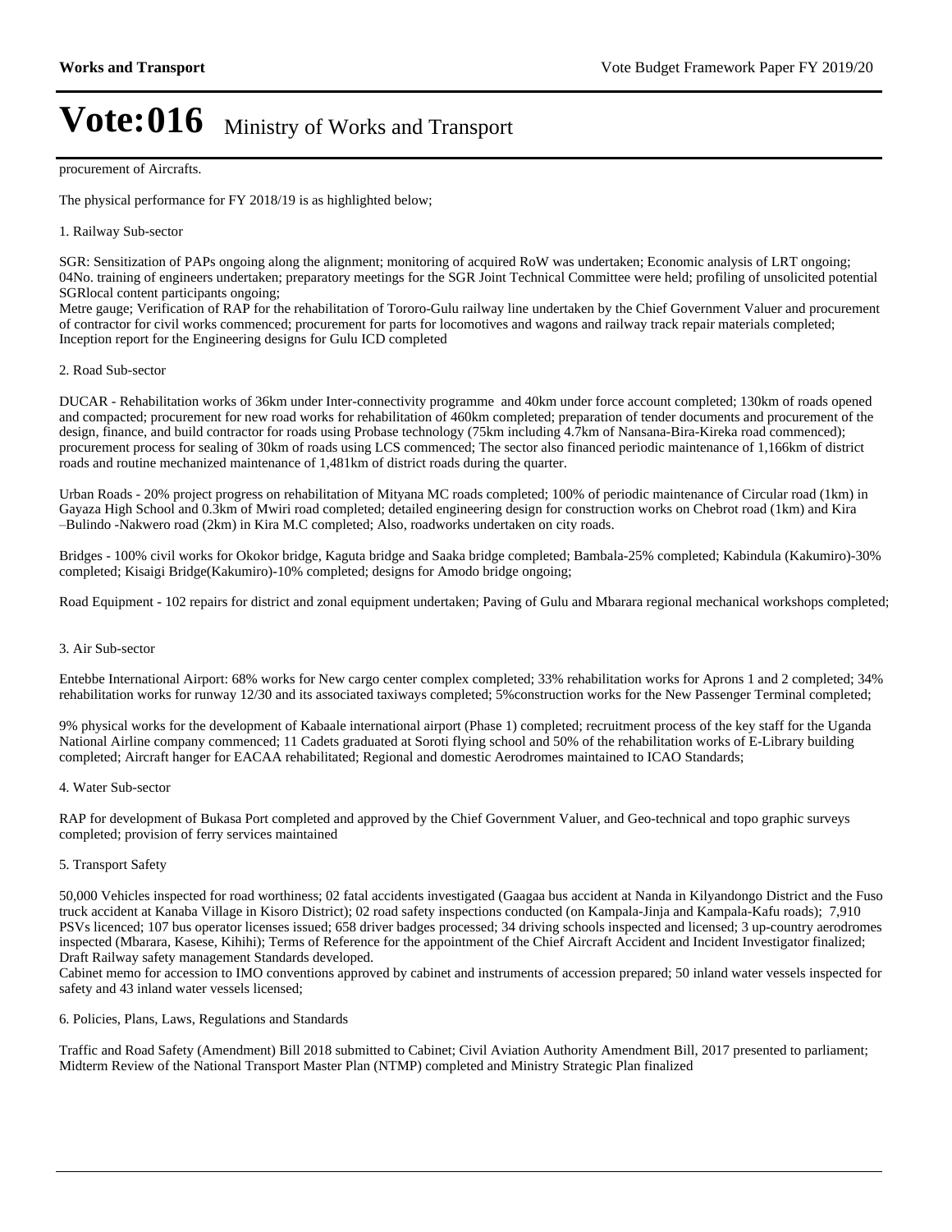procurement of Aircrafts.

The physical performance for FY 2018/19 is as highlighted below;

1. Railway Sub-sector

SGR: Sensitization of PAPs ongoing along the alignment; monitoring of acquired RoW was undertaken; Economic analysis of LRT ongoing; 04No. training of engineers undertaken; preparatory meetings for the SGR Joint Technical Committee were held; profiling of unsolicited potential SGRlocal content participants ongoing;
Metre gauge; Verification of RAP for the rehabilitation of Tororo-Gulu railway line undertaken by the Chief Government Valuer and procurement of contractor for civil works commenced; procurement for parts for locomotives and wagons and railway track repair materials completed; Inception report for the Engineering designs for Gulu ICD completed

2. Road Sub-sector

DUCAR - Rehabilitation works of 36km under Inter-connectivity programme and 40km under force account completed; 130km of roads opened and compacted; procurement for new road works for rehabilitation of 460km completed; preparation of tender documents and procurement of the design, finance, and build contractor for roads using Probase technology (75km including 4.7km of Nansana-Bira-Kireka road commenced); procurement process for sealing of 30km of roads using LCS commenced; The sector also financed periodic maintenance of 1,166km of district roads and routine mechanized maintenance of 1,481km of district roads during the quarter.

Urban Roads - 20% project progress on rehabilitation of Mityana MC roads completed; 100% of periodic maintenance of Circular road (1km) in Gayaza High School and 0.3km of Mwiri road completed; detailed engineering design for construction works on Chebrot road (1km) and Kira –Bulindo -Nakwero road (2km) in Kira M.C completed; Also, roadworks undertaken on city roads.

Bridges - 100% civil works for Okokor bridge, Kaguta bridge and Saaka bridge completed; Bambala-25% completed; Kabindula (Kakumiro)-30% completed; Kisaigi Bridge(Kakumiro)-10% completed; designs for Amodo bridge ongoing;

Road Equipment - 102 repairs for district and zonal equipment undertaken; Paving of Gulu and Mbarara regional mechanical workshops completed;

3. Air Sub-sector

Entebbe International Airport: 68% works for New cargo center complex completed; 33% rehabilitation works for Aprons 1 and 2 completed; 34% rehabilitation works for runway 12/30 and its associated taxiways completed; 5%construction works for the New Passenger Terminal completed;

9% physical works for the development of Kabaale international airport (Phase 1) completed; recruitment process of the key staff for the Uganda National Airline company commenced; 11 Cadets graduated at Soroti flying school and 50% of the rehabilitation works of E-Library building completed; Aircraft hanger for EACAA rehabilitated; Regional and domestic Aerodromes maintained to ICAO Standards;

4. Water Sub-sector

RAP for development of Bukasa Port completed and approved by the Chief Government Valuer, and Geo-technical and topo graphic surveys completed; provision of ferry services maintained

5. Transport Safety

50,000 Vehicles inspected for road worthiness; 02 fatal accidents investigated (Gaagaa bus accident at Nanda in Kilyandongo District and the Fuso truck accident at Kanaba Village in Kisoro District); 02 road safety inspections conducted (on Kampala-Jinja and Kampala-Kafu roads); 7,910 PSVs licenced; 107 bus operator licenses issued; 658 driver badges processed; 34 driving schools inspected and licensed; 3 up-country aerodromes inspected (Mbarara, Kasese, Kihihi); Terms of Reference for the appointment of the Chief Aircraft Accident and Incident Investigator finalized; Draft Railway safety management Standards developed.
Cabinet memo for accession to IMO conventions approved by cabinet and instruments of accession prepared; 50 inland water vessels inspected for safety and 43 inland water vessels licensed;

6. Policies, Plans, Laws, Regulations and Standards

Traffic and Road Safety (Amendment) Bill 2018 submitted to Cabinet; Civil Aviation Authority Amendment Bill, 2017 presented to parliament; Midterm Review of the National Transport Master Plan (NTMP) completed and Ministry Strategic Plan finalized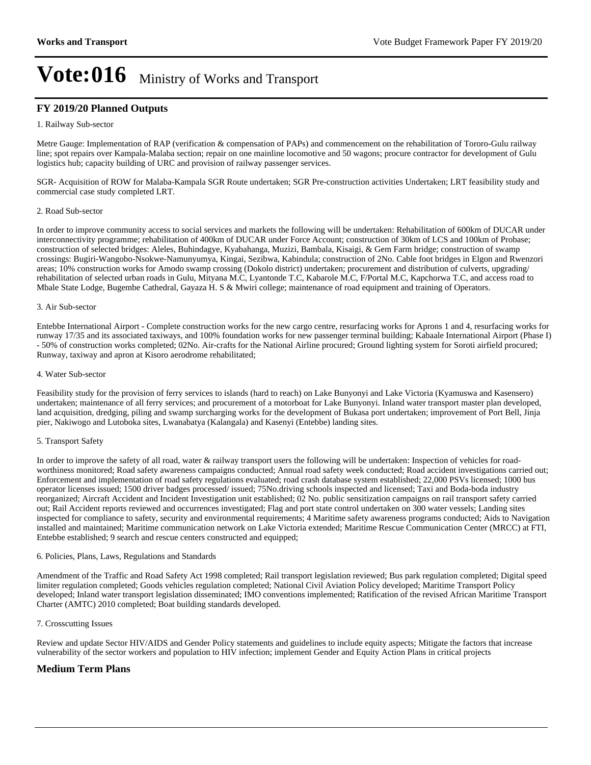# Vote:016 Ministry of Works and Transport

## FY 2019/20 Planned Outputs

1. Railway Sub-sector

Metre Gauge: Implementation of RAP (verification & compensation of PAPs) and commencement on the rehabilitation of Tororo-Gulu railway line; spot repairs over Kampala-Malaba section; repair on one mainline locomotive and 50 wagons; procure contractor for development of Gulu logistics hub; capacity building of URC and provision of railway passenger services.

SGR- Acquisition of ROW for Malaba-Kampala SGR Route undertaken; SGR Pre-construction activities Undertaken; LRT feasibility study and commercial case study completed LRT.

2. Road Sub-sector

In order to improve community access to social services and markets the following will be undertaken: Rehabilitation of 600km of DUCAR under interconnectivity programme; rehabilitation of 400km of DUCAR under Force Account; construction of 30km of LCS and 100km of Probase; construction of selected bridges: Aleles, Buhindagye, Kyabahanga, Muzizi, Bambala, Kisaigi, & Gem Farm bridge; construction of swamp crossings: Bugiri-Wangobo-Nsokwe-Namunyumya, Kingai, Sezibwa, Kabindula; construction of 2No. Cable foot bridges in Elgon and Rwenzori areas; 10% construction works for Amodo swamp crossing (Dokolo district) undertaken; procurement and distribution of culverts, upgrading/ rehabilitation of selected urban roads in Gulu, Mityana M.C, Lyantonde T.C, Kabarole M.C, F/Portal M.C, Kapchorwa T.C, and access road to Mbale State Lodge, Bugembe Cathedral, Gayaza H. S & Mwiri college; maintenance of road equipment and training of Operators.

3. Air Sub-sector

Entebbe International Airport - Complete construction works for the new cargo centre, resurfacing works for Aprons 1 and 4, resurfacing works for runway 17/35 and its associated taxiways, and 100% foundation works for new passenger terminal building; Kabaale International Airport (Phase I) - 50% of construction works completed; 02No. Air-crafts for the National Airline procured; Ground lighting system for Soroti airfield procured; Runway, taxiway and apron at Kisoro aerodrome rehabilitated;

4. Water Sub-sector

Feasibility study for the provision of ferry services to islands (hard to reach) on Lake Bunyonyi and Lake Victoria (Kyamuswa and Kasensero) undertaken; maintenance of all ferry services; and procurement of a motorboat for Lake Bunyonyi. Inland water transport master plan developed, land acquisition, dredging, piling and swamp surcharging works for the development of Bukasa port undertaken; improvement of Port Bell, Jinja pier, Nakiwogo and Lutoboka sites, Lwanabatya (Kalangala) and Kasenyi (Entebbe) landing sites.

5. Transport Safety

In order to improve the safety of all road, water & railway transport users the following will be undertaken: Inspection of vehicles for road-worthiness monitored; Road safety awareness campaigns conducted; Annual road safety week conducted; Road accident investigations carried out; Enforcement and implementation of road safety regulations evaluated; road crash database system established; 22,000 PSVs licensed; 1000 bus operator licenses issued; 1500 driver badges processed/ issued; 75No.driving schools inspected and licensed; Taxi and Boda-boda industry reorganized; Aircraft Accident and Incident Investigation unit established; 02 No. public sensitization campaigns on rail transport safety carried out; Rail Accident reports reviewed and occurrences investigated; Flag and port state control undertaken on 300 water vessels; Landing sites inspected for compliance to safety, security and environmental requirements; 4 Maritime safety awareness programs conducted; Aids to Navigation installed and maintained; Maritime communication network on Lake Victoria extended; Maritime Rescue Communication Center (MRCC) at FTI, Entebbe established; 9 search and rescue centers constructed and equipped;

6. Policies, Plans, Laws, Regulations and Standards

Amendment of the Traffic and Road Safety Act 1998 completed; Rail transport legislation reviewed; Bus park regulation completed; Digital speed limiter regulation completed; Goods vehicles regulation completed; National Civil Aviation Policy developed; Maritime Transport Policy developed; Inland water transport legislation disseminated; IMO conventions implemented; Ratification of the revised African Maritime Transport Charter (AMTC) 2010 completed; Boat building standards developed.

7. Crosscutting Issues

Review and update Sector HIV/AIDS and Gender Policy statements and guidelines to include equity aspects; Mitigate the factors that increase vulnerability of the sector workers and population to HIV infection; implement Gender and Equity Action Plans in critical projects

## Medium Term Plans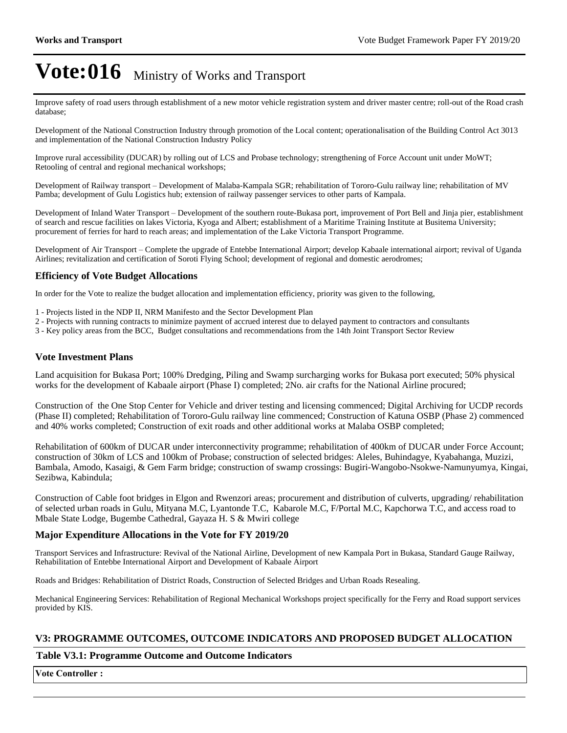# Vote:016 Ministry of Works and Transport

Improve safety of road users through establishment of a new motor vehicle registration system and driver master centre; roll-out of the Road crash database;

Development of the National Construction Industry through promotion of the Local content; operationalisation of the Building Control Act 3013 and implementation of the National Construction Industry Policy

Improve rural accessibility (DUCAR) by rolling out of LCS and Probase technology; strengthening of Force Account unit under MoWT; Retooling of central and regional mechanical workshops;

Development of Railway transport – Development of Malaba-Kampala SGR; rehabilitation of Tororo-Gulu railway line; rehabilitation of MV Pamba; development of Gulu Logistics hub; extension of railway passenger services to other parts of Kampala.

Development of Inland Water Transport – Development of the southern route-Bukasa port, improvement of Port Bell and Jinja pier, establishment of search and rescue facilities on lakes Victoria, Kyoga and Albert; establishment of a Maritime Training Institute at Busitema University; procurement of ferries for hard to reach areas; and implementation of the Lake Victoria Transport Programme.

Development of Air Transport – Complete the upgrade of Entebbe International Airport; develop Kabaale international airport; revival of Uganda Airlines; revitalization and certification of Soroti Flying School; development of regional and domestic aerodromes;

### Efficiency of Vote Budget Allocations

In order for the Vote to realize the budget allocation and implementation efficiency, priority was given to the following,

1 - Projects listed in the NDP II, NRM Manifesto and the Sector Development Plan
2 - Projects with running contracts to minimize payment of accrued interest due to delayed payment to contractors and consultants
3 - Key policy areas from the BCC, Budget consultations and recommendations from the 14th Joint Transport Sector Review

### Vote Investment Plans

Land acquisition for Bukasa Port; 100% Dredging, Piling and Swamp surcharging works for Bukasa port executed; 50% physical works for the development of Kabaale airport (Phase I) completed; 2No. air crafts for the National Airline procured;

Construction of the One Stop Center for Vehicle and driver testing and licensing commenced; Digital Archiving for UCDP records (Phase II) completed; Rehabilitation of Tororo-Gulu railway line commenced; Construction of Katuna OSBP (Phase 2) commenced and 40% works completed; Construction of exit roads and other additional works at Malaba OSBP completed;

Rehabilitation of 600km of DUCAR under interconnectivity programme; rehabilitation of 400km of DUCAR under Force Account; construction of 30km of LCS and 100km of Probase; construction of selected bridges: Aleles, Buhindagye, Kyabahanga, Muzizi, Bambala, Amodo, Kasaigi, & Gem Farm bridge; construction of swamp crossings: Bugiri-Wangobo-Nsokwe-Namunyumya, Kingai, Sezibwa, Kabindula;

Construction of Cable foot bridges in Elgon and Rwenzori areas; procurement and distribution of culverts, upgrading/ rehabilitation of selected urban roads in Gulu, Mityana M.C, Lyantonde T.C, Kabarole M.C, F/Portal M.C, Kapchorwa T.C, and access road to Mbale State Lodge, Bugembe Cathedral, Gayaza H. S & Mwiri college

### Major Expenditure Allocations in the Vote for FY 2019/20

Transport Services and Infrastructure: Revival of the National Airline, Development of new Kampala Port in Bukasa, Standard Gauge Railway, Rehabilitation of Entebbe International Airport and Development of Kabaale Airport

Roads and Bridges: Rehabilitation of District Roads, Construction of Selected Bridges and Urban Roads Resealing.

Mechanical Engineering Services: Rehabilitation of Regional Mechanical Workshops project specifically for the Ferry and Road support services provided by KIS.

## V3: PROGRAMME OUTCOMES, OUTCOME INDICATORS AND PROPOSED BUDGET ALLOCATION

### Table V3.1: Programme Outcome and Outcome Indicators

| Vote Controller : |
|---|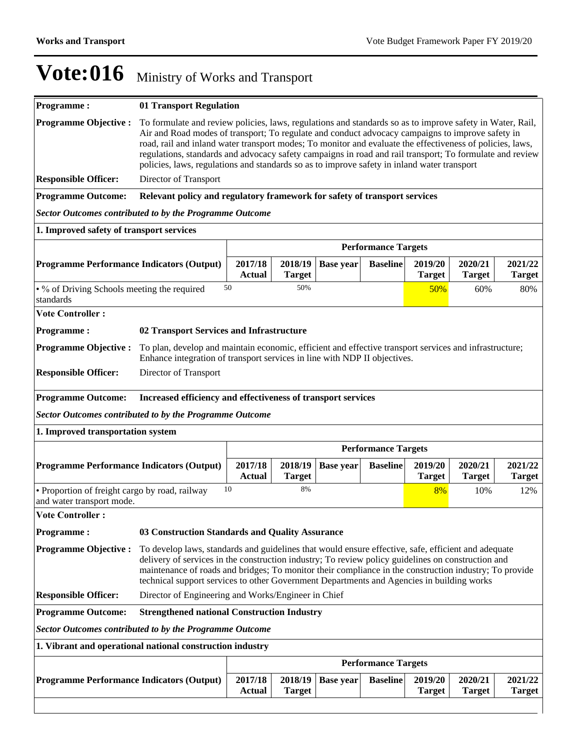# Vote:016 Ministry of Works and Transport

| | |
|---|---|
| **Programme :** | **01 Transport Regulation** |
| **Programme Objective :** | To formulate and review policies, laws, regulations and standards so as to improve safety in Water, Rail, Air and Road modes of transport; To regulate and conduct advocacy campaigns to improve safety in road, rail and inland water transport modes; To monitor and evaluate the effectiveness of policies, laws, regulations, standards and advocacy safety campaigns in road and rail transport; To formulate and review policies, laws, regulations and standards so as to improve safety in inland water transport |
| **Responsible Officer:** | Director of Transport |
| **Programme Outcome:** | **Relevant policy and regulatory framework for safety of transport services** |

***Sector Outcomes contributed to by the Programme Outcome***

**1. Improved safety of transport services**

| Programme Performance Indicators (Output) | Performance Targets | | | | | | |
|---|---|---|---|---|---|---|---|
| | 2017/18 Actual | 2018/19 Target | Base year | Baseline | 2019/20 Target | 2020/21 Target | 2021/22 Target |
| • % of Driving Schools meeting the required standards | 50 | 50% | | | 50% | 60% | 80% |

**Vote Controller :**

| | |
|---|---|
| **Programme :** | **02 Transport Services and Infrastructure** |
| **Programme Objective :** | To plan, develop and maintain economic, efficient and effective transport services and infrastructure; Enhance integration of transport services in line with NDP II objectives. |
| **Responsible Officer:** | Director of Transport |
| **Programme Outcome:** | **Increased efficiency and effectiveness of transport services** |

***Sector Outcomes contributed to by the Programme Outcome***

**1. Improved transportation system**

| Programme Performance Indicators (Output) | Performance Targets | | | | | | |
|---|---|---|---|---|---|---|---|
| | 2017/18 Actual | 2018/19 Target | Base year | Baseline | 2019/20 Target | 2020/21 Target | 2021/22 Target |
| • Proportion of freight cargo by road, railway and water transport mode. | 10 | 8% | | | 8% | 10% | 12% |

**Vote Controller :**

| | |
|---|---|
| **Programme :** | **03 Construction Standards and Quality Assurance** |
| **Programme Objective :** | To develop laws, standards and guidelines that would ensure effective, safe, efficient and adequate delivery of services in the construction industry; To review policy guidelines on construction and maintenance of roads and bridges; To monitor their compliance in the construction industry; To provide technical support services to other Government Departments and Agencies in building works |
| **Responsible Officer:** | Director of Engineering and Works/Engineer in Chief |
| **Programme Outcome:** | **Strengthened national Construction Industry** |

***Sector Outcomes contributed to by the Programme Outcome***

**1. Vibrant and operational national construction industry**

| Programme Performance Indicators (Output) | Performance Targets | | | | | | |
|---|---|---|---|---|---|---|---|
| | 2017/18 Actual | 2018/19 Target | Base year | Baseline | 2019/20 Target | 2020/21 Target | 2021/22 Target |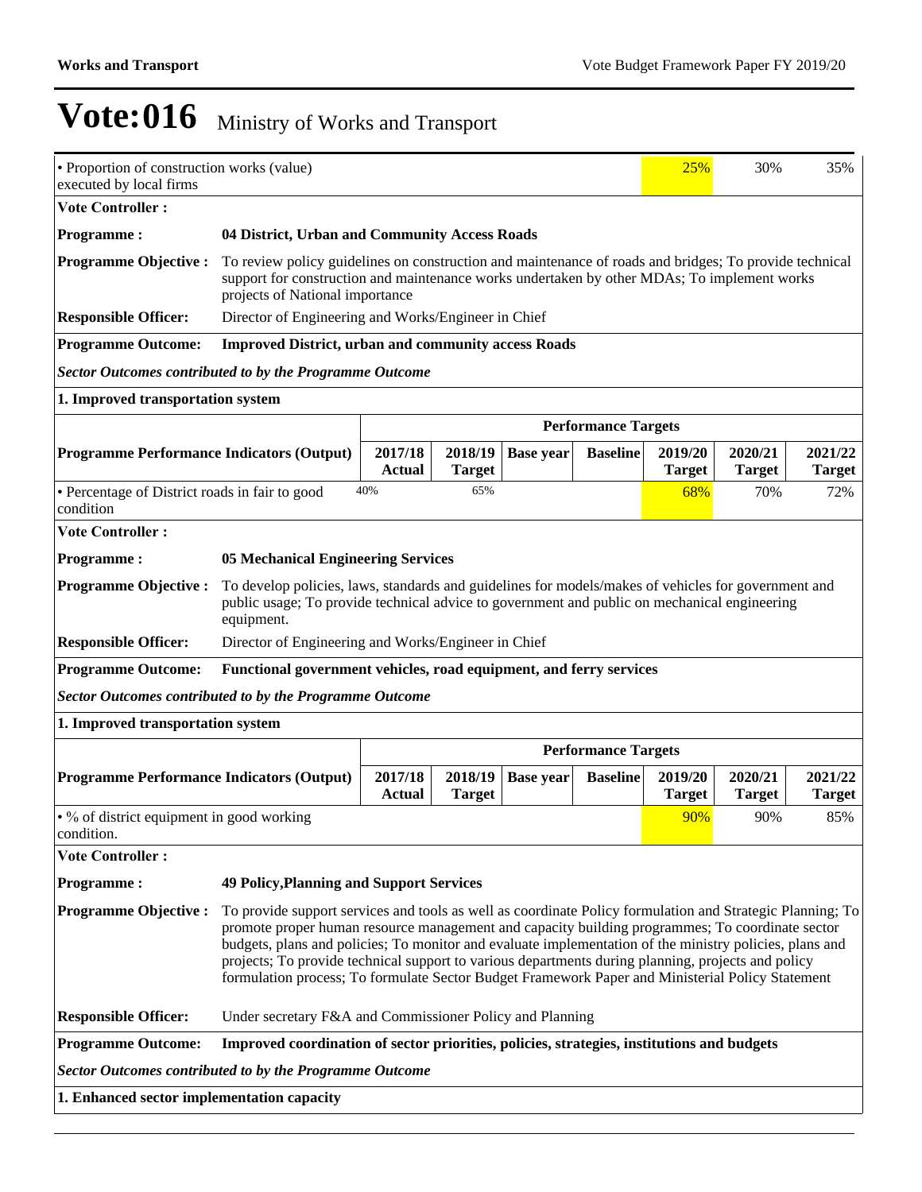# Vote:016 Ministry of Works and Transport

| | | | | | | | |
|---|---|---|---|---|---|---|---|
| • Proportion of construction works (value) executed by local firms | | | | | 25% | 30% | 35% |

**Vote Controller :**

**Programme :** **04 District, Urban and Community Access Roads**

**Programme Objective :** To review policy guidelines on construction and maintenance of roads and bridges; To provide technical support for construction and maintenance works undertaken by other MDAs; To implement works projects of National importance

**Responsible Officer:** Director of Engineering and Works/Engineer in Chief

**Programme Outcome:** **Improved District, urban and community access Roads**

***Sector Outcomes contributed to by the Programme Outcome***

**1. Improved transportation system**

| | Performance Targets | | | | | | |
|---|---|---|---|---|---|---|---|
| **Programme Performance Indicators (Output)** | **2017/18 Actual** | **2018/19 Target** | **Base year** | **Baseline** | **2019/20 Target** | **2020/21 Target** | **2021/22 Target** |
| • Percentage of District roads in fair to good condition | 40% | 65% | | | 68% | 70% | 72% |

**Vote Controller :**

**Programme :** **05 Mechanical Engineering Services**

**Programme Objective :** To develop policies, laws, standards and guidelines for models/makes of vehicles for government and public usage; To provide technical advice to government and public on mechanical engineering equipment.

**Responsible Officer:** Director of Engineering and Works/Engineer in Chief

**Programme Outcome:** **Functional government vehicles, road equipment, and ferry services**

***Sector Outcomes contributed to by the Programme Outcome***

**1. Improved transportation system**

| | Performance Targets | | | | | | |
|---|---|---|---|---|---|---|---|
| **Programme Performance Indicators (Output)** | **2017/18 Actual** | **2018/19 Target** | **Base year** | **Baseline** | **2019/20 Target** | **2020/21 Target** | **2021/22 Target** |
| • % of district equipment in good working condition. | | | | | 90% | 90% | 85% |

**Vote Controller :**

**Programme :** **49 Policy,Planning and Support Services**

**Programme Objective :** To provide support services and tools as well as coordinate Policy formulation and Strategic Planning; To promote proper human resource management and capacity building programmes; To coordinate sector budgets, plans and policies; To monitor and evaluate implementation of the ministry policies, plans and projects; To provide technical support to various departments during planning, projects and policy formulation process; To formulate Sector Budget Framework Paper and Ministerial Policy Statement

**Responsible Officer:** Under secretary F&A and Commissioner Policy and Planning

**Programme Outcome:** **Improved coordination of sector priorities, policies, strategies, institutions and budgets**

***Sector Outcomes contributed to by the Programme Outcome***

**1. Enhanced sector implementation capacity**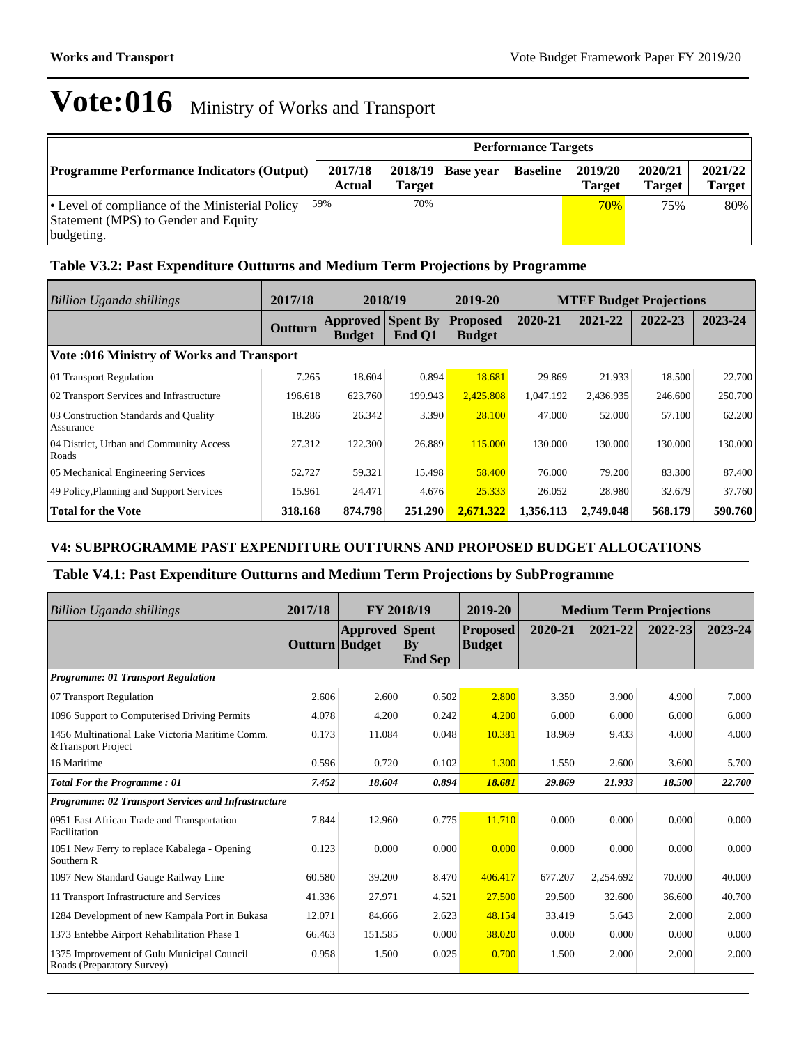# Vote:016 Ministry of Works and Transport

| Programme Performance Indicators (Output) | Performance Targets | | | | | | |
|---|---|---|---|---|---|---|---|
| | 2017/18 Actual | 2018/19 Target | Base year | Baseline | 2019/20 Target | 2020/21 Target | 2021/22 Target |
| • Level of compliance of the Ministerial Policy Statement (MPS) to Gender and Equity budgeting. | 59% | 70% | | | 70% | 75% | 80% |

### Table V3.2: Past Expenditure Outturns and Medium Term Projections by Programme

| *Billion Uganda shillings* | 2017/18 | 2018/19 | | 2019-20 | MTEF Budget Projections | | | |
|---|---|---|---|---|---|---|---|---|
| | Outturn | Approved Budget | Spent By End Q1 | Proposed Budget | 2020-21 | 2021-22 | 2022-23 | 2023-24 |
| **Vote :016 Ministry of Works and Transport** | | | | | | | | |
| 01 Transport Regulation | 7.265 | 18.604 | 0.894 | 18.681 | 29.869 | 21.933 | 18.500 | 22.700 |
| 02 Transport Services and Infrastructure | 196.618 | 623.760 | 199.943 | 2,425.808 | 1,047.192 | 2,436.935 | 246.600 | 250.700 |
| 03 Construction Standards and Quality Assurance | 18.286 | 26.342 | 3.390 | 28.100 | 47.000 | 52.000 | 57.100 | 62.200 |
| 04 District, Urban and Community Access Roads | 27.312 | 122.300 | 26.889 | 115.000 | 130.000 | 130.000 | 130.000 | 130.000 |
| 05 Mechanical Engineering Services | 52.727 | 59.321 | 15.498 | 58.400 | 76.000 | 79.200 | 83.300 | 87.400 |
| 49 Policy,Planning and Support Services | 15.961 | 24.471 | 4.676 | 25.333 | 26.052 | 28.980 | 32.679 | 37.760 |
| **Total for the Vote** | **318.168** | **874.798** | **251.290** | **2,671.322** | **1,356.113** | **2,749.048** | **568.179** | **590.760** |

### V4: SUBPROGRAMME PAST EXPENDITURE OUTTURNS AND PROPOSED BUDGET ALLOCATIONS

### Table V4.1: Past Expenditure Outturns and Medium Term Projections by SubProgramme

| *Billion Uganda shillings* | 2017/18 | FY 2018/19 | | 2019-20 | Medium Term Projections | | | |
|---|---|---|---|---|---|---|---|---|
| | Outturn | Approved Budget | Spent By End Sep | Proposed Budget | 2020-21 | 2021-22 | 2022-23 | 2023-24 |
| ***Programme: 01 Transport Regulation*** | | | | | | | | |
| 07 Transport Regulation | 2.606 | 2.600 | 0.502 | 2.800 | 3.350 | 3.900 | 4.900 | 7.000 |
| 1096 Support to Computerised Driving Permits | 4.078 | 4.200 | 0.242 | 4.200 | 6.000 | 6.000 | 6.000 | 6.000 |
| 1456 Multinational Lake Victoria Maritime Comm. &Transport Project | 0.173 | 11.084 | 0.048 | 10.381 | 18.969 | 9.433 | 4.000 | 4.000 |
| 16 Maritime | 0.596 | 0.720 | 0.102 | 1.300 | 1.550 | 2.600 | 3.600 | 5.700 |
| ***Total For the Programme : 01*** | ***7.452*** | ***18.604*** | ***0.894*** | ***18.681*** | ***29.869*** | ***21.933*** | ***18.500*** | ***22.700*** |
| ***Programme: 02 Transport Services and Infrastructure*** | | | | | | | | |
| 0951 East African Trade and Transportation Facilitation | 7.844 | 12.960 | 0.775 | 11.710 | 0.000 | 0.000 | 0.000 | 0.000 |
| 1051 New Ferry to replace Kabalega - Opening Southern R | 0.123 | 0.000 | 0.000 | 0.000 | 0.000 | 0.000 | 0.000 | 0.000 |
| 1097 New Standard Gauge Railway Line | 60.580 | 39.200 | 8.470 | 406.417 | 677.207 | 2,254.692 | 70.000 | 40.000 |
| 11 Transport Infrastructure and Services | 41.336 | 27.971 | 4.521 | 27.500 | 29.500 | 32.600 | 36.600 | 40.700 |
| 1284 Development of new Kampala Port in Bukasa | 12.071 | 84.666 | 2.623 | 48.154 | 33.419 | 5.643 | 2.000 | 2.000 |
| 1373 Entebbe Airport Rehabilitation Phase 1 | 66.463 | 151.585 | 0.000 | 38.020 | 0.000 | 0.000 | 0.000 | 0.000 |
| 1375 Improvement of Gulu Municipal Council Roads (Preparatory Survey) | 0.958 | 1.500 | 0.025 | 0.700 | 1.500 | 2.000 | 2.000 | 2.000 |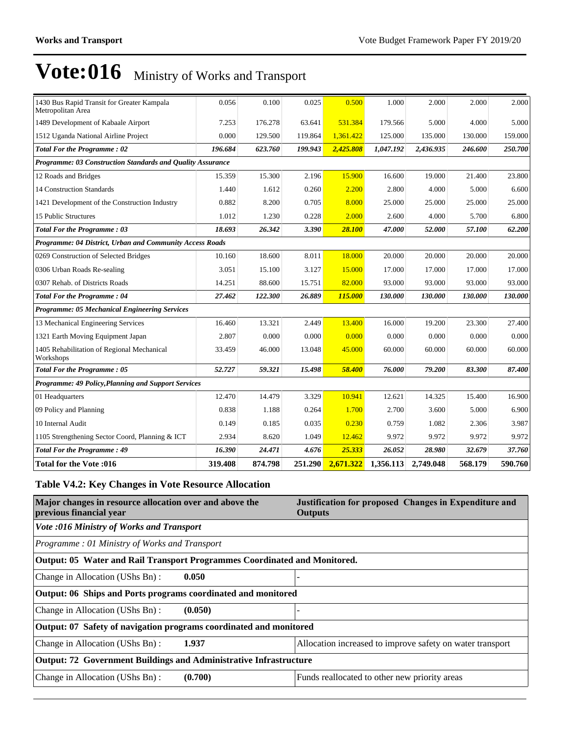# Vote:016 Ministry of Works and Transport

| | | | | | | | | |
|---|---|---|---|---|---|---|---|---|
| 1430 Bus Rapid Transit for Greater Kampala Metropolitan Area | 0.056 | 0.100 | 0.025 | 0.500 | 1.000 | 2.000 | 2.000 | 2.000 |
| 1489 Development of Kabaale Airport | 7.253 | 176.278 | 63.641 | 531.384 | 179.566 | 5.000 | 4.000 | 5.000 |
| 1512 Uganda National Airline Project | 0.000 | 129.500 | 119.864 | 1,361.422 | 125.000 | 135.000 | 130.000 | 159.000 |
| ***Total For the Programme : 02*** | ***196.684*** | ***623.760*** | ***199.943*** | ***2,425.808*** | ***1,047.192*** | ***2,436.935*** | ***246.600*** | ***250.700*** |
| ***Programme: 03 Construction Standards and Quality Assurance*** | | | | | | | | |
| 12 Roads and Bridges | 15.359 | 15.300 | 2.196 | 15.900 | 16.600 | 19.000 | 21.400 | 23.800 |
| 14 Construction Standards | 1.440 | 1.612 | 0.260 | 2.200 | 2.800 | 4.000 | 5.000 | 6.600 |
| 1421 Development of the Construction Industry | 0.882 | 8.200 | 0.705 | 8.000 | 25.000 | 25.000 | 25.000 | 25.000 |
| 15 Public Structures | 1.012 | 1.230 | 0.228 | 2.000 | 2.600 | 4.000 | 5.700 | 6.800 |
| ***Total For the Programme : 03*** | ***18.693*** | ***26.342*** | ***3.390*** | ***28.100*** | ***47.000*** | ***52.000*** | ***57.100*** | ***62.200*** |
| ***Programme: 04 District, Urban and Community Access Roads*** | | | | | | | | |
| 0269 Construction of Selected Bridges | 10.160 | 18.600 | 8.011 | 18.000 | 20.000 | 20.000 | 20.000 | 20.000 |
| 0306 Urban Roads Re-sealing | 3.051 | 15.100 | 3.127 | 15.000 | 17.000 | 17.000 | 17.000 | 17.000 |
| 0307 Rehab. of Districts Roads | 14.251 | 88.600 | 15.751 | 82.000 | 93.000 | 93.000 | 93.000 | 93.000 |
| ***Total For the Programme : 04*** | ***27.462*** | ***122.300*** | ***26.889*** | ***115.000*** | ***130.000*** | ***130.000*** | ***130.000*** | ***130.000*** |
| ***Programme: 05 Mechanical Engineering Services*** | | | | | | | | |
| 13 Mechanical Engineering Services | 16.460 | 13.321 | 2.449 | 13.400 | 16.000 | 19.200 | 23.300 | 27.400 |
| 1321 Earth Moving Equipment Japan | 2.807 | 0.000 | 0.000 | 0.000 | 0.000 | 0.000 | 0.000 | 0.000 |
| 1405 Rehabilitation of Regional Mechanical Workshops | 33.459 | 46.000 | 13.048 | 45.000 | 60.000 | 60.000 | 60.000 | 60.000 |
| ***Total For the Programme : 05*** | ***52.727*** | ***59.321*** | ***15.498*** | ***58.400*** | ***76.000*** | ***79.200*** | ***83.300*** | ***87.400*** |
| ***Programme: 49 Policy,Planning and Support Services*** | | | | | | | | |
| 01 Headquarters | 12.470 | 14.479 | 3.329 | 10.941 | 12.621 | 14.325 | 15.400 | 16.900 |
| 09 Policy and Planning | 0.838 | 1.188 | 0.264 | 1.700 | 2.700 | 3.600 | 5.000 | 6.900 |
| 10 Internal Audit | 0.149 | 0.185 | 0.035 | 0.230 | 0.759 | 1.082 | 2.306 | 3.987 |
| 1105 Strengthening Sector Coord, Planning & ICT | 2.934 | 8.620 | 1.049 | 12.462 | 9.972 | 9.972 | 9.972 | 9.972 |
| ***Total For the Programme : 49*** | ***16.390*** | ***24.471*** | ***4.676*** | ***25.333*** | ***26.052*** | ***28.980*** | ***32.679*** | ***37.760*** |
| **Total for the Vote :016** | **319.408** | **874.798** | **251.290** | **2,671.322** | **1,356.113** | **2,749.048** | **568.179** | **590.760** |

### Table V4.2: Key Changes in Vote Resource Allocation

| Major changes in resource allocation over and above the previous financial year | | Justification for proposed Changes in Expenditure and Outputs |
|---|---|---|
| ***Vote :016 Ministry of Works and Transport*** | | |
| *Programme : 01 Ministry of Works and Transport* | | |
| **Output: 05 Water and Rail Transport Programmes Coordinated and Monitored.** | | |
| Change in Allocation (UShs Bn) : | **0.050** | - |
| **Output: 06 Ships and Ports programs coordinated and monitored** | | |
| Change in Allocation (UShs Bn) : | **(0.050)** | - |
| **Output: 07 Safety of navigation programs coordinated and monitored** | | |
| Change in Allocation (UShs Bn) : | **1.937** | Allocation increased to improve safety on water transport |
| **Output: 72 Government Buildings and Administrative Infrastructure** | | |
| Change in Allocation (UShs Bn) : | **(0.700)** | Funds reallocated to other new priority areas |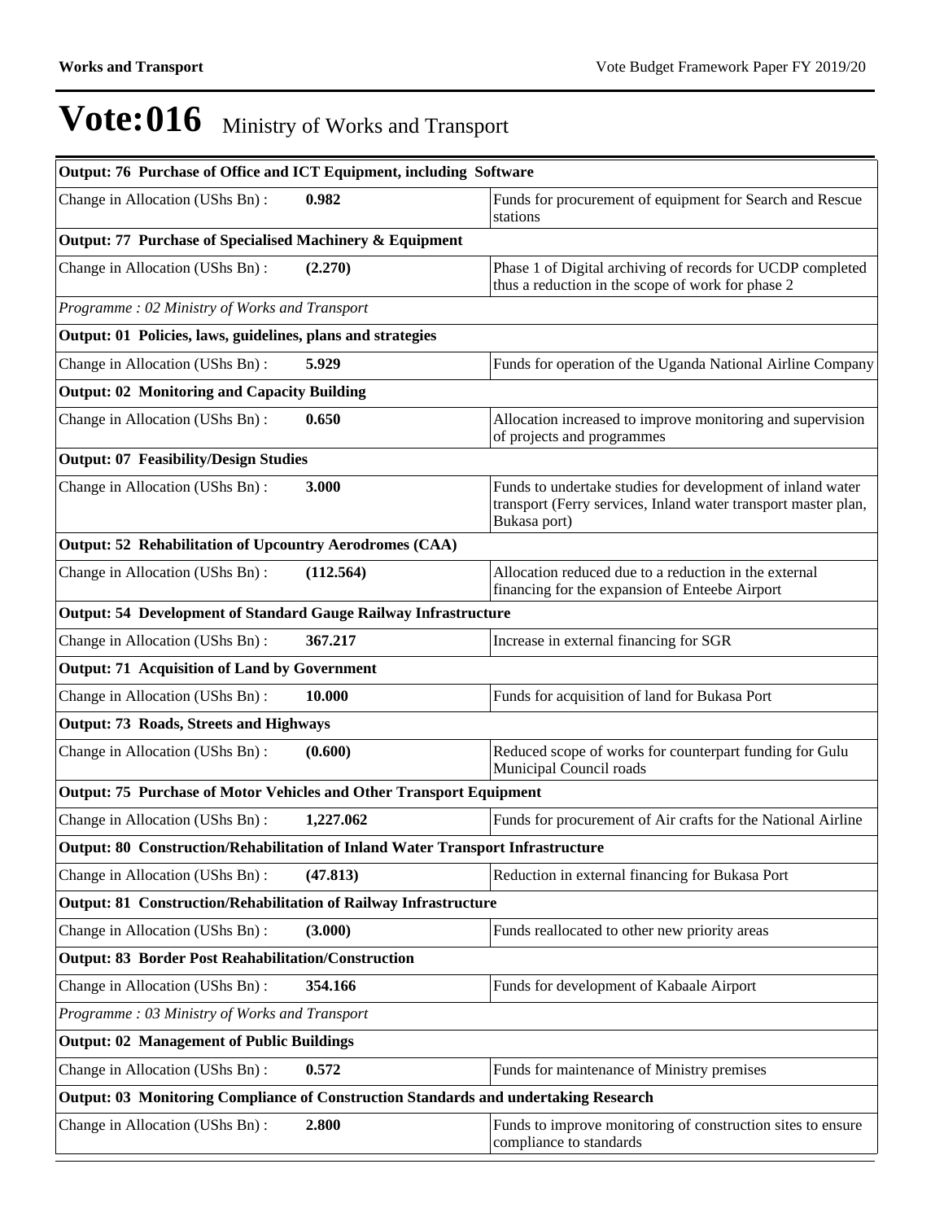# Vote:016 Ministry of Works and Transport

| Output: 76 Purchase of Office and ICT Equipment, including Software | | |
|---|---|---|
| Change in Allocation (UShs Bn) : | **0.982** | Funds for procurement of equipment for Search and Rescue stations |
| **Output: 77 Purchase of Specialised Machinery & Equipment** | | |
| Change in Allocation (UShs Bn) : | **(2.270)** | Phase 1 of Digital archiving of records for UCDP completed thus a reduction in the scope of work for phase 2 |
| *Programme : 02 Ministry of Works and Transport* | | |
| **Output: 01 Policies, laws, guidelines, plans and strategies** | | |
| Change in Allocation (UShs Bn) : | **5.929** | Funds for operation of the Uganda National Airline Company |
| **Output: 02 Monitoring and Capacity Building** | | |
| Change in Allocation (UShs Bn) : | **0.650** | Allocation increased to improve monitoring and supervision of projects and programmes |
| **Output: 07 Feasibility/Design Studies** | | |
| Change in Allocation (UShs Bn) : | **3.000** | Funds to undertake studies for development of inland water transport (Ferry services, Inland water transport master plan, Bukasa port) |
| **Output: 52 Rehabilitation of Upcountry Aerodromes (CAA)** | | |
| Change in Allocation (UShs Bn) : | **(112.564)** | Allocation reduced due to a reduction in the external financing for the expansion of Enteebe Airport |
| **Output: 54 Development of Standard Gauge Railway Infrastructure** | | |
| Change in Allocation (UShs Bn) : | **367.217** | Increase in external financing for SGR |
| **Output: 71 Acquisition of Land by Government** | | |
| Change in Allocation (UShs Bn) : | **10.000** | Funds for acquisition of land for Bukasa Port |
| **Output: 73 Roads, Streets and Highways** | | |
| Change in Allocation (UShs Bn) : | **(0.600)** | Reduced scope of works for counterpart funding for Gulu Municipal Council roads |
| **Output: 75 Purchase of Motor Vehicles and Other Transport Equipment** | | |
| Change in Allocation (UShs Bn) : | **1,227.062** | Funds for procurement of Air crafts for the National Airline |
| **Output: 80 Construction/Rehabilitation of Inland Water Transport Infrastructure** | | |
| Change in Allocation (UShs Bn) : | **(47.813)** | Reduction in external financing for Bukasa Port |
| **Output: 81 Construction/Rehabilitation of Railway Infrastructure** | | |
| Change in Allocation (UShs Bn) : | **(3.000)** | Funds reallocated to other new priority areas |
| **Output: 83 Border Post Reahabilitation/Construction** | | |
| Change in Allocation (UShs Bn) : | **354.166** | Funds for development of Kabaale Airport |
| *Programme : 03 Ministry of Works and Transport* | | |
| **Output: 02 Management of Public Buildings** | | |
| Change in Allocation (UShs Bn) : | **0.572** | Funds for maintenance of Ministry premises |
| **Output: 03 Monitoring Compliance of Construction Standards and undertaking Research** | | |
| Change in Allocation (UShs Bn) : | **2.800** | Funds to improve monitoring of construction sites to ensure compliance to standards |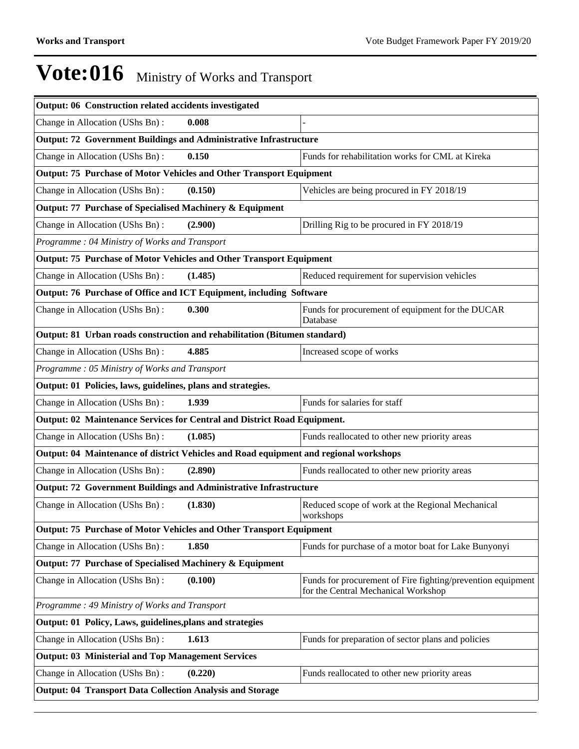# Vote:016 Ministry of Works and Transport

| Output: 06 Construction related accidents investigated | | |
|---|---|---|
| Change in Allocation (UShs Bn) : | 0.008 | - |
| **Output: 72 Government Buildings and Administrative Infrastructure** | | |
| Change in Allocation (UShs Bn) : | 0.150 | Funds for rehabilitation works for CML at Kireka |
| **Output: 75 Purchase of Motor Vehicles and Other Transport Equipment** | | |
| Change in Allocation (UShs Bn) : | (0.150) | Vehicles are being procured in FY 2018/19 |
| **Output: 77 Purchase of Specialised Machinery & Equipment** | | |
| Change in Allocation (UShs Bn) : | (2.900) | Drilling Rig to be procured in FY 2018/19 |
| *Programme : 04 Ministry of Works and Transport* | | |
| **Output: 75 Purchase of Motor Vehicles and Other Transport Equipment** | | |
| Change in Allocation (UShs Bn) : | (1.485) | Reduced requirement for supervision vehicles |
| **Output: 76 Purchase of Office and ICT Equipment, including Software** | | |
| Change in Allocation (UShs Bn) : | 0.300 | Funds for procurement of equipment for the DUCAR Database |
| **Output: 81 Urban roads construction and rehabilitation (Bitumen standard)** | | |
| Change in Allocation (UShs Bn) : | 4.885 | Increased scope of works |
| *Programme : 05 Ministry of Works and Transport* | | |
| **Output: 01 Policies, laws, guidelines, plans and strategies.** | | |
| Change in Allocation (UShs Bn) : | 1.939 | Funds for salaries for staff |
| **Output: 02 Maintenance Services for Central and District Road Equipment.** | | |
| Change in Allocation (UShs Bn) : | (1.085) | Funds reallocated to other new priority areas |
| **Output: 04 Maintenance of district Vehicles and Road equipment and regional workshops** | | |
| Change in Allocation (UShs Bn) : | (2.890) | Funds reallocated to other new priority areas |
| **Output: 72 Government Buildings and Administrative Infrastructure** | | |
| Change in Allocation (UShs Bn) : | (1.830) | Reduced scope of work at the Regional Mechanical workshops |
| **Output: 75 Purchase of Motor Vehicles and Other Transport Equipment** | | |
| Change in Allocation (UShs Bn) : | 1.850 | Funds for purchase of a motor boat for Lake Bunyonyi |
| **Output: 77 Purchase of Specialised Machinery & Equipment** | | |
| Change in Allocation (UShs Bn) : | (0.100) | Funds for procurement of Fire fighting/prevention equipment for the Central Mechanical Workshop |
| *Programme : 49 Ministry of Works and Transport* | | |
| **Output: 01 Policy, Laws, guidelines,plans and strategies** | | |
| Change in Allocation (UShs Bn) : | 1.613 | Funds for preparation of sector plans and policies |
| **Output: 03 Ministerial and Top Management Services** | | |
| Change in Allocation (UShs Bn) : | (0.220) | Funds reallocated to other new priority areas |
| **Output: 04 Transport Data Collection Analysis and Storage** | | |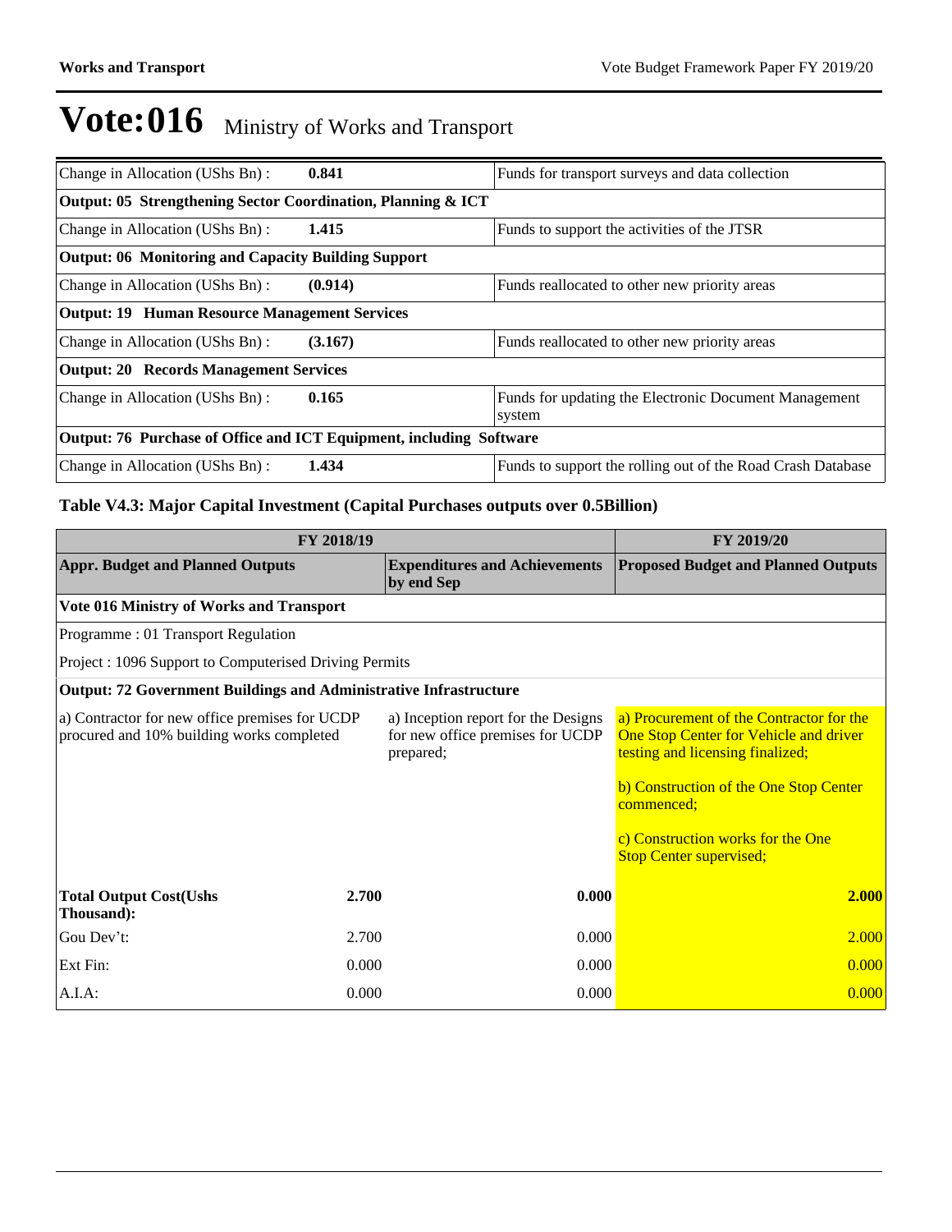# Vote:016 Ministry of Works and Transport

| | | |
|---|---|---|
| Change in Allocation (UShs Bn) : | **0.841** | Funds for transport surveys and data collection |
| **Output: 05 Strengthening Sector Coordination, Planning & ICT** | | |
| Change in Allocation (UShs Bn) : | **1.415** | Funds to support the activities of the JTSR |
| **Output: 06 Monitoring and Capacity Building Support** | | |
| Change in Allocation (UShs Bn) : | **(0.914)** | Funds reallocated to other new priority areas |
| **Output: 19 Human Resource Management Services** | | |
| Change in Allocation (UShs Bn) : | **(3.167)** | Funds reallocated to other new priority areas |
| **Output: 20 Records Management Services** | | |
| Change in Allocation (UShs Bn) : | **0.165** | Funds for updating the Electronic Document Management system |
| **Output: 76 Purchase of Office and ICT Equipment, including Software** | | |
| Change in Allocation (UShs Bn) : | **1.434** | Funds to support the rolling out of the Road Crash Database |

### Table V4.3: Major Capital Investment (Capital Purchases outputs over 0.5Billion)

| FY 2018/19 | | | FY 2019/20 |
|---|---|---|---|
| **Appr. Budget and Planned Outputs** | | **Expenditures and Achievements by end Sep** | **Proposed Budget and Planned Outputs** |
| **Vote 016 Ministry of Works and Transport** | | | |
| Programme : 01 Transport Regulation | | | |
| Project : 1096 Support to Computerised Driving Permits | | | |
| **Output: 72 Government Buildings and Administrative Infrastructure** | | | |
| a) Contractor for new office premises for UCDP procured and 10% building works completed | | a) Inception report for the Designs for new office premises for UCDP prepared; | a) Procurement of the Contractor for the One Stop Center for Vehicle and driver testing and licensing finalized;<br><br>b) Construction of the One Stop Center commenced;<br><br>c) Construction works for the One Stop Center supervised; |
| **Total Output Cost(Ushs Thousand):** | **2.700** | **0.000** | **2.000** |
| Gou Dev't: | 2.700 | 0.000 | 2.000 |
| Ext Fin: | 0.000 | 0.000 | 0.000 |
| A.I.A: | 0.000 | 0.000 | 0.000 |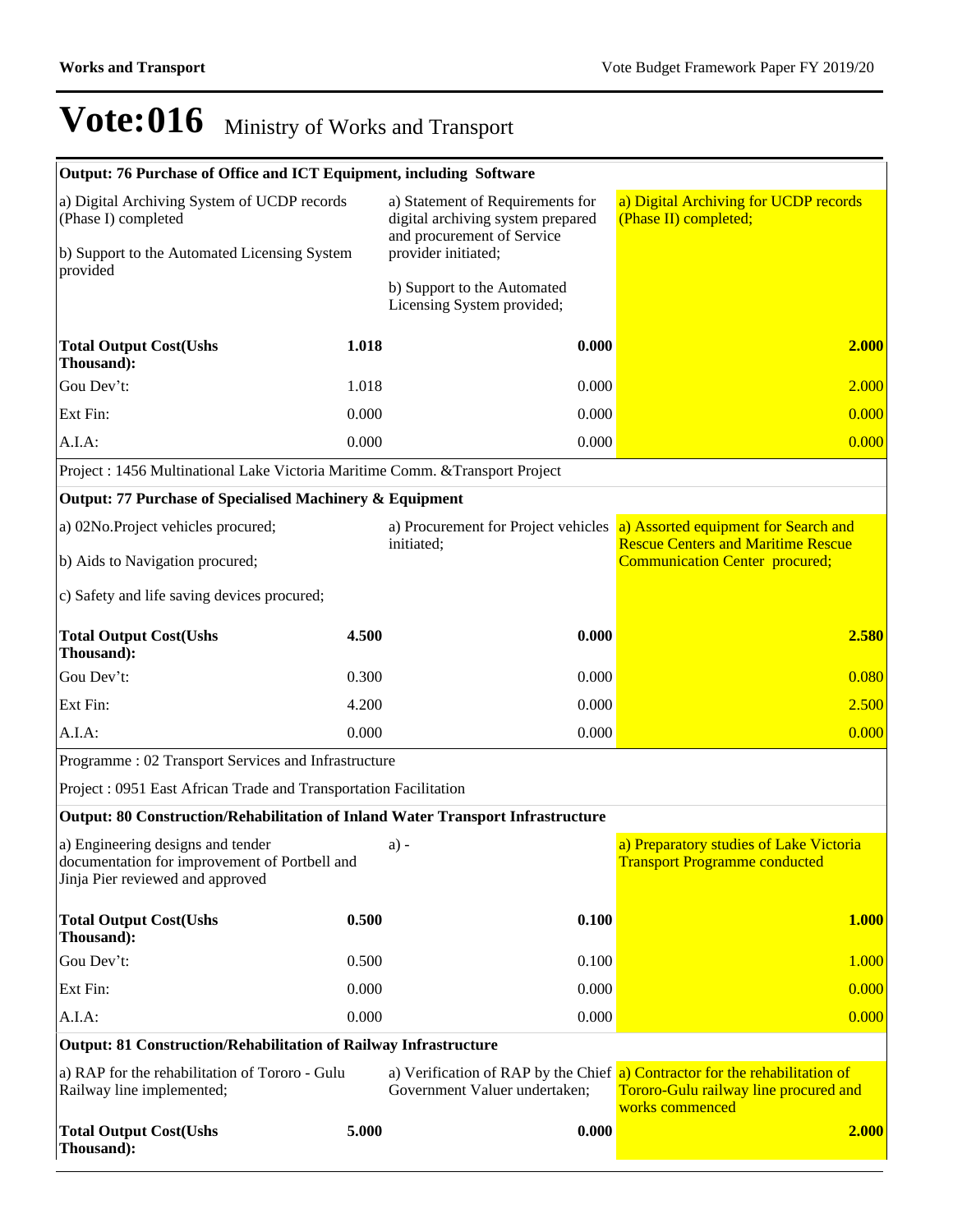# Vote:016 Ministry of Works and Transport

| | | | |
|---|---|---|---|
| **Output: 76 Purchase of Office and ICT Equipment, including Software** | | | |
| a) Digital Archiving System of UCDP records (Phase I) completed<br><br>b) Support to the Automated Licensing System provided | | a) Statement of Requirements for digital archiving system prepared and procurement of Service provider initiated;<br><br>b) Support to the Automated Licensing System provided; | a) Digital Archiving for UCDP records (Phase II) completed; |
| **Total Output Cost(Ushs Thousand):** | **1.018** | **0.000** | **2.000** |
| Gou Dev't: | 1.018 | 0.000 | 2.000 |
| Ext Fin: | 0.000 | 0.000 | 0.000 |
| A.I.A: | 0.000 | 0.000 | 0.000 |
| Project : 1456 Multinational Lake Victoria Maritime Comm. &Transport Project | | | |
| **Output: 77 Purchase of Specialised Machinery & Equipment** | | | |
| a) 02No.Project vehicles procured;<br><br>b) Aids to Navigation procured;<br><br>c) Safety and life saving devices procured; | | a) Procurement for Project vehicles initiated; | a) Assorted equipment for Search and Rescue Centers and Maritime Rescue Communication Center procured; |
| **Total Output Cost(Ushs Thousand):** | **4.500** | **0.000** | **2.580** |
| Gou Dev't: | 0.300 | 0.000 | 0.080 |
| Ext Fin: | 4.200 | 0.000 | 2.500 |
| A.I.A: | 0.000 | 0.000 | 0.000 |
| Programme : 02 Transport Services and Infrastructure | | | |
| Project : 0951 East African Trade and Transportation Facilitation | | | |
| **Output: 80 Construction/Rehabilitation of Inland Water Transport Infrastructure** | | | |
| a) Engineering designs and tender documentation for improvement of Portbell and Jinja Pier reviewed and approved | | a) - | a) Preparatory studies of Lake Victoria Transport Programme conducted |
| **Total Output Cost(Ushs Thousand):** | **0.500** | **0.100** | **1.000** |
| Gou Dev't: | 0.500 | 0.100 | 1.000 |
| Ext Fin: | 0.000 | 0.000 | 0.000 |
| A.I.A: | 0.000 | 0.000 | 0.000 |
| **Output: 81 Construction/Rehabilitation of Railway Infrastructure** | | | |
| a) RAP for the rehabilitation of Tororo - Gulu Railway line implemented; | | a) Verification of RAP by the Chief Government Valuer undertaken; | a) Contractor for the rehabilitation of Tororo-Gulu railway line procured and works commenced |
| **Total Output Cost(Ushs Thousand):** | **5.000** | **0.000** | **2.000** |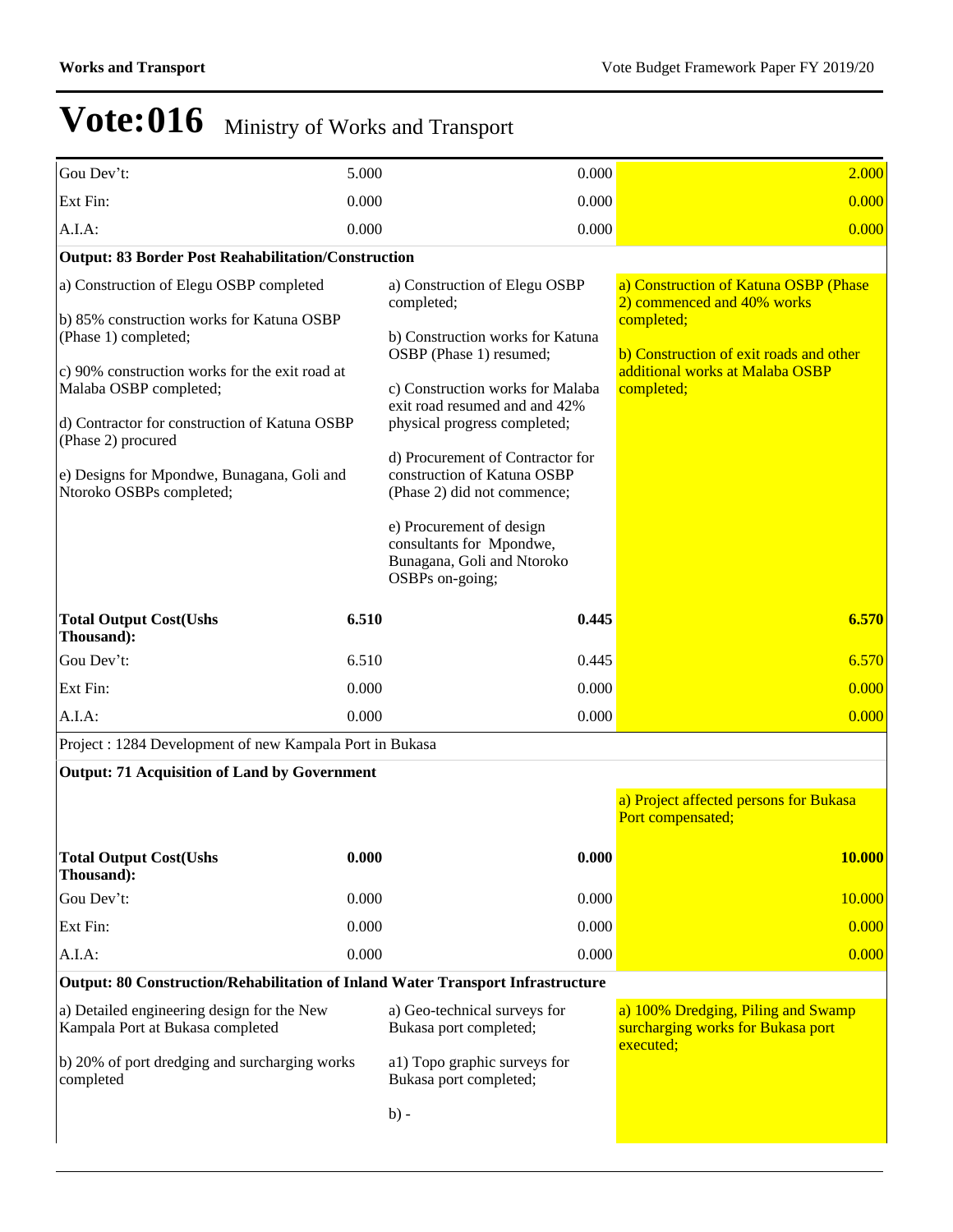# Vote:016 Ministry of Works and Transport

| | | |
|---|---|---|
| Gou Dev't: 5.000 | 0.000 | 2.000 |
| Ext Fin: 0.000 | 0.000 | 0.000 |
| A.I.A: 0.000 | 0.000 | 0.000 |
| **Output: 83 Border Post Reahabilitation/Construction** | | |
| a) Construction of Elegu OSBP completed<br><br>b) 85% construction works for Katuna OSBP (Phase 1) completed;<br><br>c) 90% construction works for the exit road at Malaba OSBP completed;<br><br>d) Contractor for construction of Katuna OSBP (Phase 2) procured<br><br>e) Designs for Mpondwe, Bunagana, Goli and Ntoroko OSBPs completed; | a) Construction of Elegu OSBP completed;<br><br>b) Construction works for Katuna OSBP (Phase 1) resumed;<br><br>c) Construction works for Malaba exit road resumed and and 42% physical progress completed;<br><br>d) Procurement of Contractor for construction of Katuna OSBP (Phase 2) did not commence;<br><br>e) Procurement of design consultants for Mpondwe, Bunagana, Goli and Ntoroko OSBPs on-going; | a) Construction of Katuna OSBP (Phase 2) commenced and 40% works completed;<br><br>b) Construction of exit roads and other additional works at Malaba OSBP completed; |
| **Total Output Cost(Ushs Thousand): 6.510** | **0.445** | **6.570** |
| Gou Dev't: 6.510 | 0.445 | 6.570 |
| Ext Fin: 0.000 | 0.000 | 0.000 |
| A.I.A: 0.000 | 0.000 | 0.000 |
| Project : 1284 Development of new Kampala Port in Bukasa | | |
| **Output: 71 Acquisition of Land by Government** | | |
| | | a) Project affected persons for Bukasa Port compensated; |
| **Total Output Cost(Ushs Thousand): 0.000** | **0.000** | **10.000** |
| Gou Dev't: 0.000 | 0.000 | 10.000 |
| Ext Fin: 0.000 | 0.000 | 0.000 |
| A.I.A: 0.000 | 0.000 | 0.000 |
| **Output: 80 Construction/Rehabilitation of Inland Water Transport Infrastructure** | | |
| a) Detailed engineering design for the New Kampala Port at Bukasa completed<br><br>b) 20% of port dredging and surcharging works completed | a) Geo-technical surveys for Bukasa port completed;<br><br>a1) Topo graphic surveys for Bukasa port completed;<br><br>b) - | a) 100% Dredging, Piling and Swamp surcharging works for Bukasa port executed; |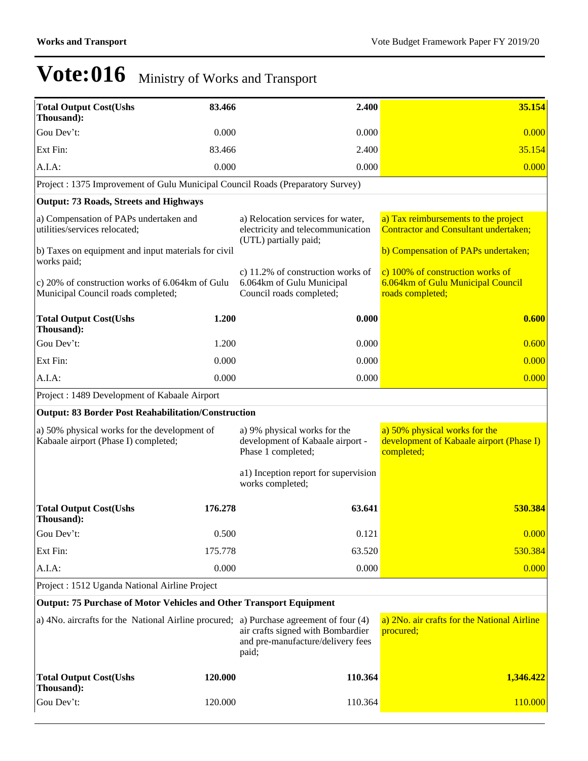# Vote:016 Ministry of Works and Transport

| | | | |
|---|---|---|---|
| **Total Output Cost(Ushs Thousand):** | **83.466** | **2.400** | **35.154** |
| Gou Dev't: | 0.000 | 0.000 | 0.000 |
| Ext Fin: | 83.466 | 2.400 | 35.154 |
| A.I.A: | 0.000 | 0.000 | 0.000 |
| Project : 1375 Improvement of Gulu Municipal Council Roads (Preparatory Survey) | | | |
| **Output: 73 Roads, Streets and Highways** | | | |
| a) Compensation of PAPs undertaken and utilities/services relocated;<br>b) Taxes on equipment and input materials for civil works paid;<br>c) 20% of construction works of 6.064km of Gulu Municipal Council roads completed; | | a) Relocation services for water, electricity and telecommunication (UTL) partially paid;<br>c) 11.2% of construction works of 6.064km of Gulu Municipal Council roads completed; | a) Tax reimbursements to the project Contractor and Consultant undertaken;<br>b) Compensation of PAPs undertaken;<br>c) 100% of construction works of 6.064km of Gulu Municipal Council roads completed; |
| **Total Output Cost(Ushs Thousand):** | **1.200** | **0.000** | **0.600** |
| Gou Dev't: | 1.200 | 0.000 | 0.600 |
| Ext Fin: | 0.000 | 0.000 | 0.000 |
| A.I.A: | 0.000 | 0.000 | 0.000 |
| Project : 1489 Development of Kabaale Airport | | | |
| **Output: 83 Border Post Reahabilitation/Construction** | | | |
| a) 50% physical works for the development of Kabaale airport (Phase I) completed; | | a) 9% physical works for the development of Kabaale airport - Phase 1 completed;<br>a1) Inception report for supervision works completed; | a) 50% physical works for the development of Kabaale airport (Phase I) completed; |
| **Total Output Cost(Ushs Thousand):** | **176.278** | **63.641** | **530.384** |
| Gou Dev't: | 0.500 | 0.121 | 0.000 |
| Ext Fin: | 175.778 | 63.520 | 530.384 |
| A.I.A: | 0.000 | 0.000 | 0.000 |
| Project : 1512 Uganda National Airline Project | | | |
| **Output: 75 Purchase of Motor Vehicles and Other Transport Equipment** | | | |
| a) 4No. aircrafts for the National Airline procured; | | a) Purchase agreement of four (4) air crafts signed with Bombardier and pre-manufacture/delivery fees paid; | a) 2No. air crafts for the National Airline procured; |
| **Total Output Cost(Ushs Thousand):** | **120.000** | **110.364** | **1,346.422** |
| Gou Dev't: | 120.000 | 110.364 | 110.000 |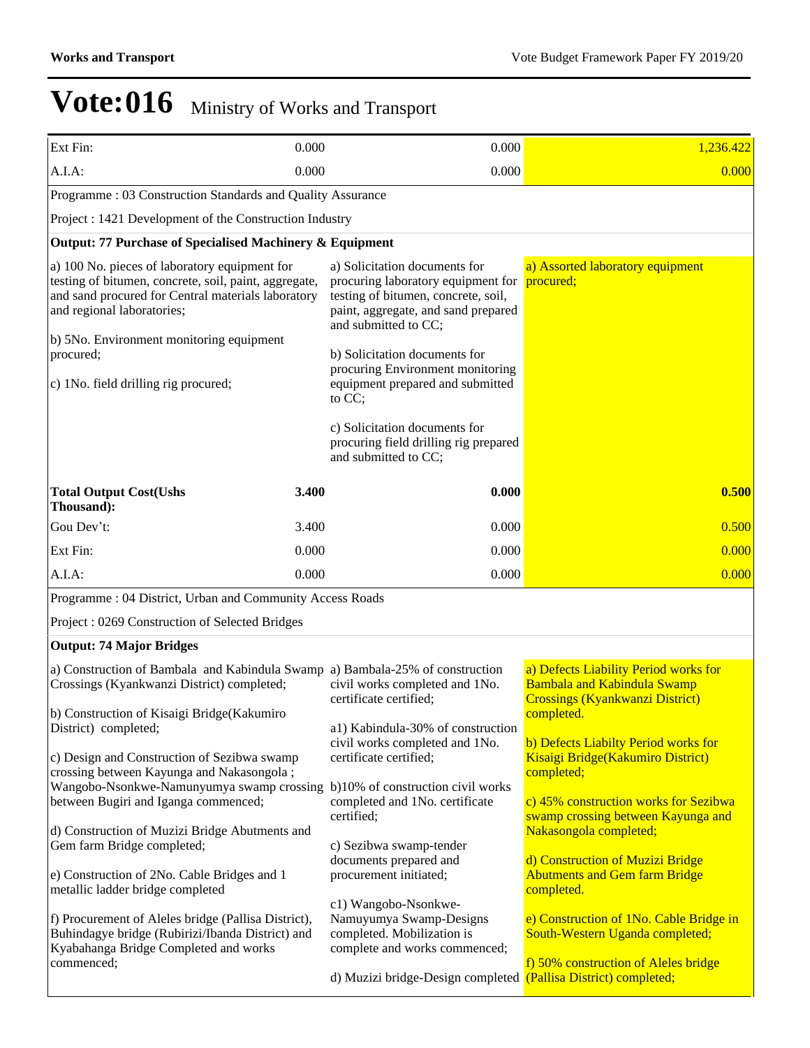# Vote:016 Ministry of Works and Transport

| | | | |
|---|---|---|---|
| Ext Fin: | 0.000 | 0.000 | 1,236.422 |
| A.I.A: | 0.000 | 0.000 | 0.000 |
| Programme : 03 Construction Standards and Quality Assurance | | | |
| Project : 1421 Development of the Construction Industry | | | |
| **Output: 77 Purchase of Specialised Machinery & Equipment** | | | |
| a) 100 No. pieces of laboratory equipment for testing of bitumen, concrete, soil, paint, aggregate, and sand procured for Central materials laboratory and regional laboratories;<br><br>b) 5No. Environment monitoring equipment procured;<br><br>c) 1No. field drilling rig procured; | | a) Solicitation documents for procuring laboratory equipment for testing of bitumen, concrete, soil, paint, aggregate, and sand prepared and submitted to CC;<br><br>b) Solicitation documents for procuring Environment monitoring equipment prepared and submitted to CC;<br><br>c) Solicitation documents for procuring field drilling rig prepared and submitted to CC; | a) Assorted laboratory equipment procured; |
| **Total Output Cost(Ushs Thousand):** | **3.400** | **0.000** | **0.500** |
| Gou Dev't: | 3.400 | 0.000 | 0.500 |
| Ext Fin: | 0.000 | 0.000 | 0.000 |
| A.I.A: | 0.000 | 0.000 | 0.000 |
| Programme : 04 District, Urban and Community Access Roads | | | |
| Project : 0269 Construction of Selected Bridges | | | |
| **Output: 74 Major Bridges** | | | |
| a) Construction of Bambala and Kabindula Swamp Crossings (Kyankwanzi District) completed;<br><br>b) Construction of Kisaigi Bridge(Kakumiro District) completed;<br><br>c) Design and Construction of Sezibwa swamp crossing between Kayunga and Nakasongola ; Wangobo-Nsonkwe-Namunyumya swamp crossing between Bugiri and Iganga commenced;<br><br>d) Construction of Muzizi Bridge Abutments and Gem farm Bridge completed;<br><br>e) Construction of 2No. Cable Bridges and 1 metallic ladder bridge completed<br><br>f) Procurement of Aleles bridge (Pallisa District), Buhindagye bridge (Rubirizi/Ibanda District) and Kyabahanga Bridge Completed and works commenced; | | a) Bambala-25% of construction civil works completed and 1No. certificate certified;<br><br>a1) Kabindula-30% of construction civil works completed and 1No. certificate certified;<br><br>b)10% of construction civil works completed and 1No. certificate certified;<br><br>c) Sezibwa swamp-tender documents prepared and procurement initiated;<br><br>c1) Wangobo-Nsonkwe-Namuyumya Swamp-Designs completed. Mobilization is complete and works commenced;<br><br>d) Muzizi bridge-Design completed | a) Defects Liability Period works for Bambala and Kabindula Swamp Crossings (Kyankwanzi District) completed.<br><br>b) Defects Liabilty Period works for Kisaigi Bridge(Kakumiro District) completed;<br><br>c) 45% construction works for Sezibwa swamp crossing between Kayunga and Nakasongola completed;<br><br>d) Construction of Muzizi Bridge Abutments and Gem farm Bridge completed.<br><br>e) Construction of 1No. Cable Bridge in South-Western Uganda completed;<br><br>f) 50% construction of Aleles bridge (Pallisa District) completed; |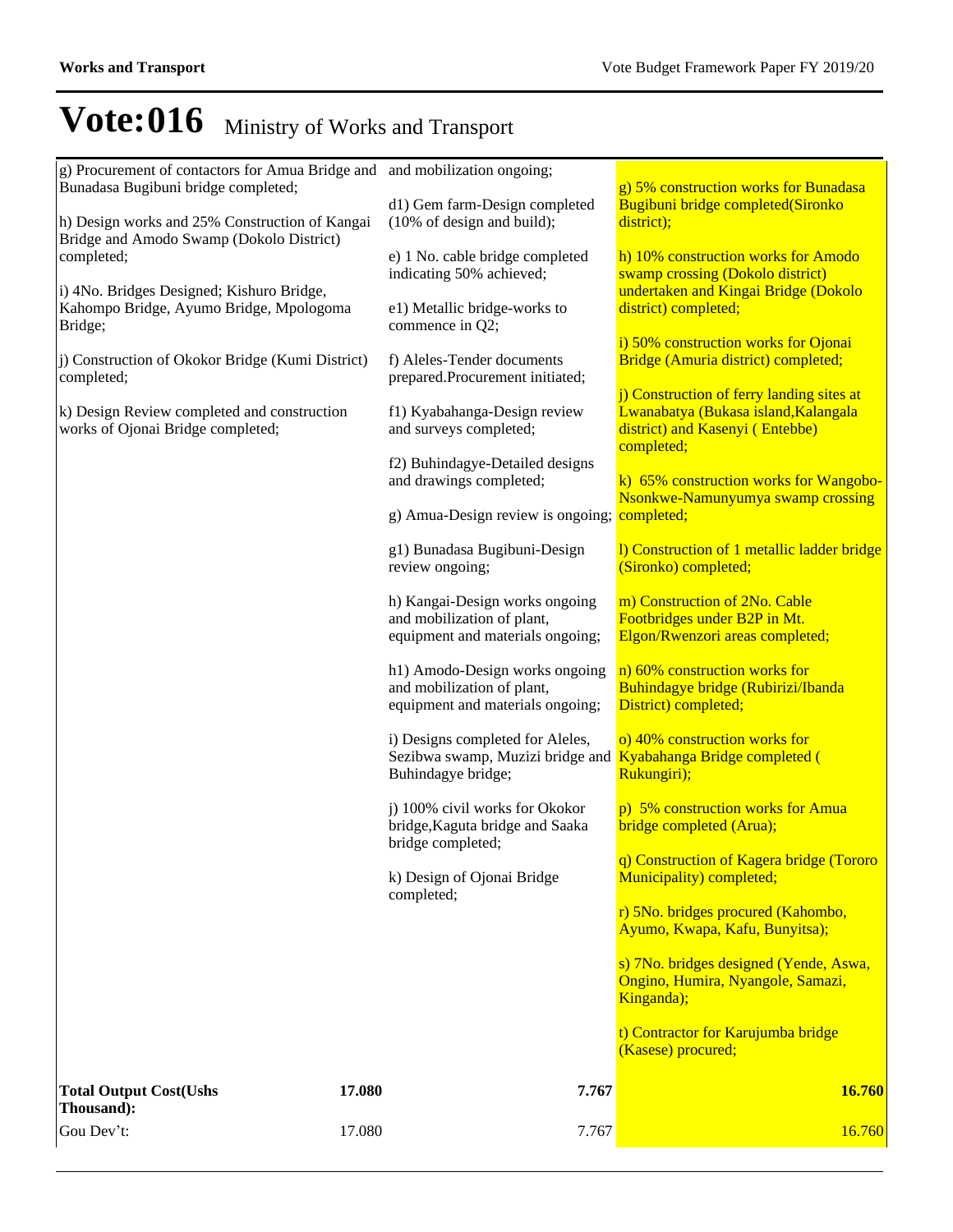# Vote:016 Ministry of Works and Transport

| | | |
|---|---|---|
| g) Procurement of contactors for Amua Bridge and Bunadasa Bugibuni bridge completed;<br><br>h) Design works and 25% Construction of Kangai Bridge and Amodo Swamp (Dokolo District) completed;<br><br>i) 4No. Bridges Designed; Kishuro Bridge, Kahompo Bridge, Ayumo Bridge, Mpologoma Bridge;<br><br>j) Construction of Okokor Bridge (Kumi District) completed;<br><br>k) Design Review completed and construction works of Ojonai Bridge completed; | and mobilization ongoing;<br><br>d1) Gem farm-Design completed (10% of design and build);<br><br>e) 1 No. cable bridge completed indicating 50% achieved;<br><br>e1) Metallic bridge-works to commence in Q2;<br><br>f) Aleles-Tender documents prepared.Procurement initiated;<br><br>f1) Kyabahanga-Design review and surveys completed;<br><br>f2) Buhindagye-Detailed designs and drawings completed;<br><br>g) Amua-Design review is ongoing;<br><br>g1) Bunadasa Bugibuni-Design review ongoing;<br><br>h) Kangai-Design works ongoing and mobilization of plant, equipment and materials ongoing;<br><br>h1) Amodo-Design works ongoing and mobilization of plant, equipment and materials ongoing;<br><br>i) Designs completed for Aleles, Sezibwa swamp, Muzizi bridge and Buhindagye bridge;<br><br>j) 100% civil works for Okokor bridge,Kaguta bridge and Saaka bridge completed;<br><br>k) Design of Ojonai Bridge completed; | g) 5% construction works for Bunadasa Bugibuni bridge completed(Sironko district);<br><br>h) 10% construction works for Amodo swamp crossing (Dokolo district) undertaken and Kingai Bridge (Dokolo district) completed;<br><br>i) 50% construction works for Ojonai Bridge (Amuria district) completed;<br><br>j) Construction of ferry landing sites at Lwanabatya (Bukasa island,Kalangala district) and Kasenyi ( Entebbe) completed;<br><br>k) 65% construction works for Wangobo-Nsonkwe-Namunyumya swamp crossing completed;<br><br>l) Construction of 1 metallic ladder bridge (Sironko) completed;<br><br>m) Construction of 2No. Cable Footbridges under B2P in Mt. Elgon/Rwenzori areas completed;<br><br>n) 60% construction works for Buhindagye bridge (Rubirizi/Ibanda District) completed;<br><br>o) 40% construction works for Kyabahanga Bridge completed ( Rukungiri);<br><br>p) 5% construction works for Amua bridge completed (Arua);<br><br>q) Construction of Kagera bridge (Tororo Municipality) completed;<br><br>r) 5No. bridges procured (Kahombo, Ayumo, Kwapa, Kafu, Bunyitsa);<br><br>s) 7No. bridges designed (Yende, Aswa, Ongino, Humira, Nyangole, Samazi, Kinganda);<br><br>t) Contractor for Karujumba bridge (Kasese) procured; |
| **Total Output Cost(Ushs Thousand):** **17.080** | **7.767** | **16.760** |
| Gou Dev't: 17.080 | 7.767 | 16.760 |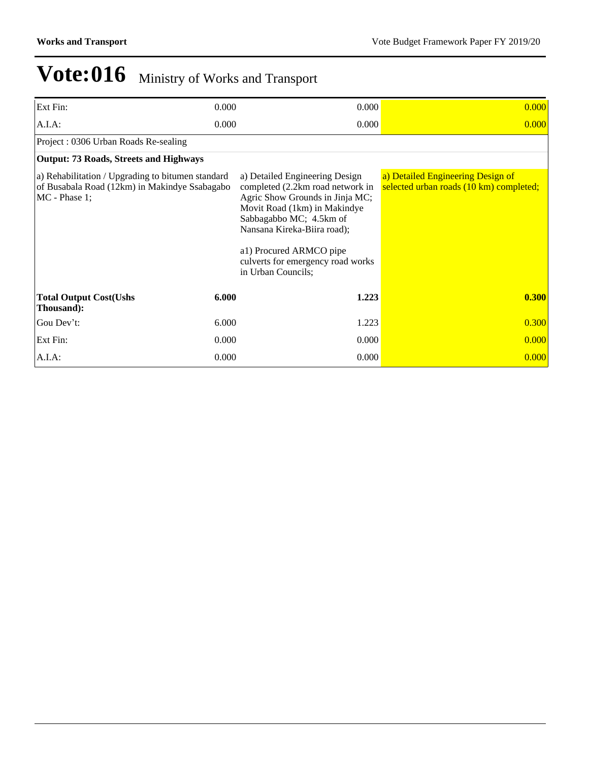# Vote:016 Ministry of Works and Transport

| | | | |
|---|---|---|---|
| Ext Fin: | 0.000 | 0.000 | 0.000 |
| A.I.A: | 0.000 | 0.000 | 0.000 |
| Project : 0306 Urban Roads Re-sealing | | | |
| **Output: 73 Roads, Streets and Highways** | | | |
| a) Rehabilitation / Upgrading to bitumen standard of Busabala Road (12km) in Makindye Ssabagabo MC - Phase 1; | | a) Detailed Engineering Design completed (2.2km road network in Agric Show Grounds in Jinja MC; Movit Road (1km) in Makindye Sabbagabbo MC; 4.5km of Nansana Kireka-Biira road);<br><br>a1) Procured ARMCO pipe culverts for emergency road works in Urban Councils; | a) Detailed Engineering Design of selected urban roads (10 km) completed; |
| **Total Output Cost(Ushs Thousand):** | **6.000** | **1.223** | **0.300** |
| Gou Dev't: | 6.000 | 1.223 | 0.300 |
| Ext Fin: | 0.000 | 0.000 | 0.000 |
| A.I.A: | 0.000 | 0.000 | 0.000 |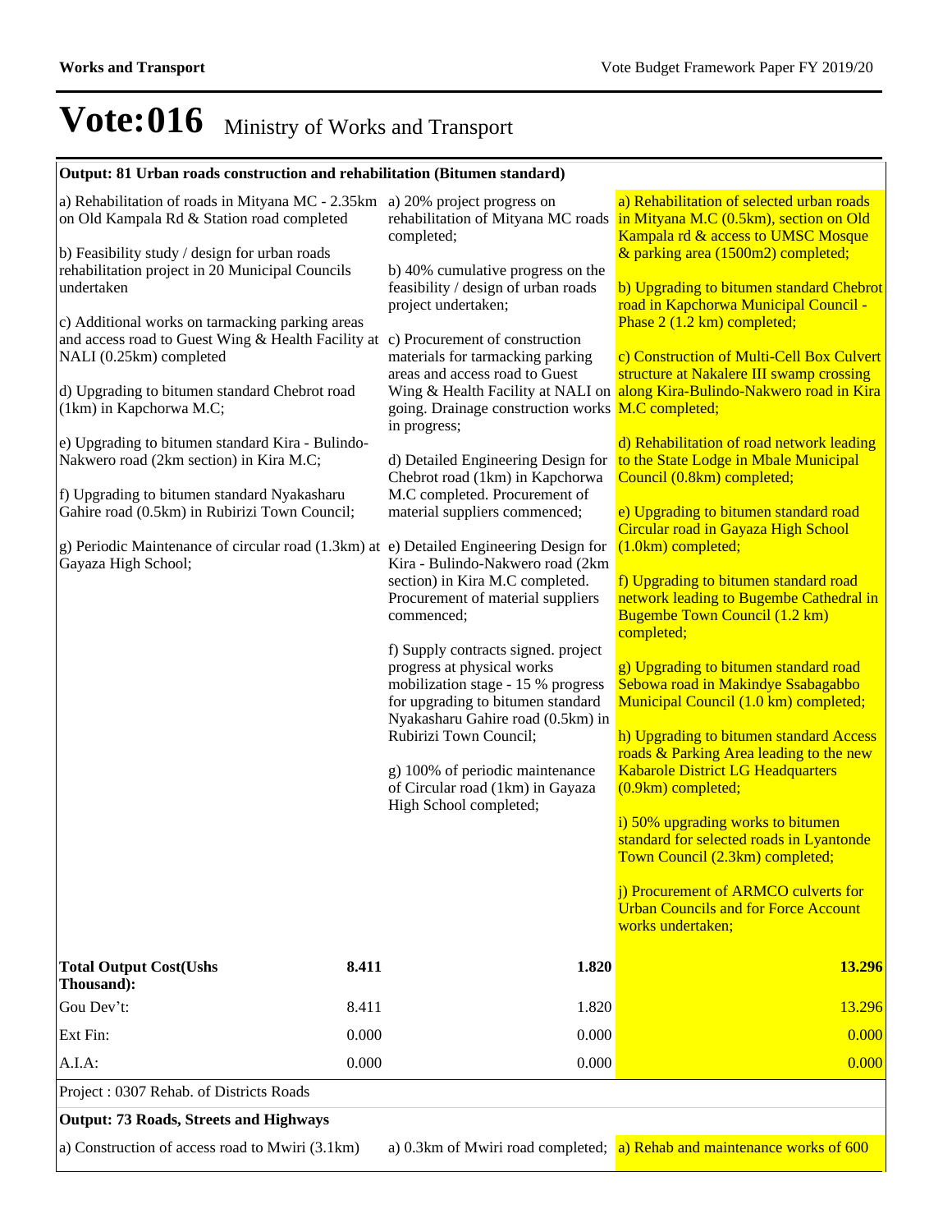# Vote:016 Ministry of Works and Transport

| **Output: 81 Urban roads construction and rehabilitation (Bitumen standard)** | | | |
|---|---|---|---|
| a) Rehabilitation of roads in Mityana MC - 2.35km on Old Kampala Rd & Station road completed<br><br>b) Feasibility study / design for urban roads rehabilitation project in 20 Municipal Councils undertaken<br><br>c) Additional works on tarmacking parking areas and access road to Guest Wing & Health Facility at NALI (0.25km) completed<br><br>d) Upgrading to bitumen standard Chebrot road (1km) in Kapchorwa M.C;<br><br>e) Upgrading to bitumen standard Kira - Bulindo-Nakwero road (2km section) in Kira M.C;<br><br>f) Upgrading to bitumen standard Nyakasharu Gahire road (0.5km) in Rubirizi Town Council;<br><br>g) Periodic Maintenance of circular road (1.3km) at Gayaza High School; | | a) 20% project progress on rehabilitation of Mityana MC roads completed;<br><br>b) 40% cumulative progress on the feasibility / design of urban roads project undertaken;<br><br>c) Procurement of construction materials for tarmacking parking areas and access road to Guest Wing & Health Facility at NALI on going. Drainage construction works in progress;<br><br>d) Detailed Engineering Design for Chebrot road (1km) in Kapchorwa M.C completed. Procurement of material suppliers commenced;<br><br>e) Detailed Engineering Design for Kira - Bulindo-Nakwero road (2km section) in Kira M.C completed. Procurement of material suppliers commenced;<br><br>f) Supply contracts signed. project progress at physical works mobilization stage - 15 % progress for upgrading to bitumen standard Nyakasharu Gahire road (0.5km) in Rubirizi Town Council;<br><br>g) 100% of periodic maintenance of Circular road (1km) in Gayaza High School completed; | a) Rehabilitation of selected urban roads in Mityana M.C (0.5km), section on Old Kampala rd & access to UMSC Mosque & parking area (1500m2) completed;<br><br>b) Upgrading to bitumen standard Chebrot road in Kapchorwa Municipal Council - Phase 2 (1.2 km) completed;<br><br>c) Construction of Multi-Cell Box Culvert structure at Nakalere III swamp crossing along Kira-Bulindo-Nakwero road in Kira M.C completed;<br><br>d) Rehabilitation of road network leading to the State Lodge in Mbale Municipal Council (0.8km) completed;<br><br>e) Upgrading to bitumen standard road Circular road in Gayaza High School (1.0km) completed;<br><br>f) Upgrading to bitumen standard road network leading to Bugembe Cathedral in Bugembe Town Council (1.2 km) completed;<br><br>g) Upgrading to bitumen standard road Sebowa road in Makindye Ssabagabbo Municipal Council (1.0 km) completed;<br><br>h) Upgrading to bitumen standard Access roads & Parking Area leading to the new Kabarole District LG Headquarters (0.9km) completed;<br><br>i) 50% upgrading works to bitumen standard for selected roads in Lyantonde Town Council (2.3km) completed;<br><br>j) Procurement of ARMCO culverts for Urban Councils and for Force Account works undertaken; |
| **Total Output Cost(Ushs Thousand):** | **8.411** | **1.820** | **13.296** |
| Gou Dev't: | 8.411 | 1.820 | 13.296 |
| Ext Fin: | 0.000 | 0.000 | 0.000 |
| A.I.A: | 0.000 | 0.000 | 0.000 |
| Project : 0307 Rehab. of Districts Roads | | | |
| **Output: 73 Roads, Streets and Highways** | | | |
| a) Construction of access road to Mwiri (3.1km) | | a) 0.3km of Mwiri road completed; | a) Rehab and maintenance works of 600 |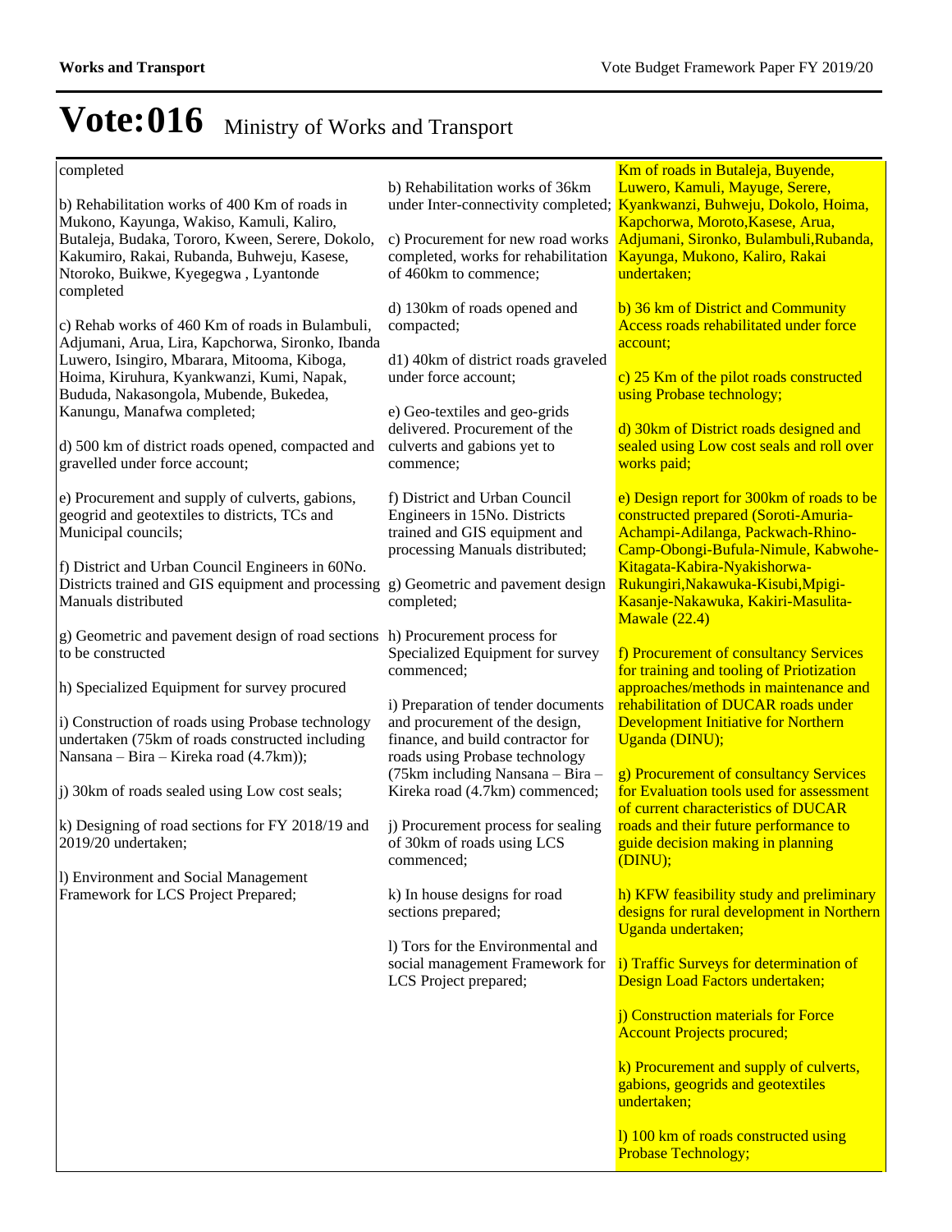# Vote:016 Ministry of Works and Transport

| | | |
|---|---|---|
| completed<br><br>b) Rehabilitation works of 400 Km of roads in Mukono, Kayunga, Wakiso, Kamuli, Kaliro, Butaleja, Budaka, Tororo, Kween, Serere, Dokolo, Kakumiro, Rakai, Rubanda, Buhweju, Kasese, Ntoroko, Buikwe, Kyegegwa , Lyantonde completed<br><br>c) Rehab works of 460 Km of roads in Bulambuli, Adjumani, Arua, Lira, Kapchorwa, Sironko, Ibanda Luwero, Isingiro, Mbarara, Mitooma, Kiboga, Hoima, Kiruhura, Kyankwanzi, Kumi, Napak, Bududa, Nakasongola, Mubende, Bukedea, Kanungu, Manafwa completed;<br><br>d) 500 km of district roads opened, compacted and gravelled under force account;<br><br>e) Procurement and supply of culverts, gabions, geogrid and geotextiles to districts, TCs and Municipal councils;<br><br>f) District and Urban Council Engineers in 60No. Districts trained and GIS equipment and processing Manuals distributed<br><br>g) Geometric and pavement design of road sections to be constructed<br><br>h) Specialized Equipment for survey procured<br><br>i) Construction of roads using Probase technology undertaken (75km of roads constructed including Nansana – Bira – Kireka road (4.7km));<br><br>j) 30km of roads sealed using Low cost seals;<br><br>k) Designing of road sections for FY 2018/19 and 2019/20 undertaken;<br><br>l) Environment and Social Management Framework for LCS Project Prepared; | b) Rehabilitation works of 36km under Inter-connectivity completed;<br><br>c) Procurement for new road works completed, works for rehabilitation of 460km to commence;<br><br>d) 130km of roads opened and compacted;<br><br>d1) 40km of district roads graveled under force account;<br><br>e) Geo-textiles and geo-grids delivered. Procurement of the culverts and gabions yet to commence;<br><br>f) District and Urban Council Engineers in 15No. Districts trained and GIS equipment and processing Manuals distributed;<br><br>g) Geometric and pavement design completed;<br><br>h) Procurement process for Specialized Equipment for survey commenced;<br><br>i) Preparation of tender documents and procurement of the design, finance, and build contractor for roads using Probase technology (75km including Nansana – Bira – Kireka road (4.7km) commenced;<br><br>j) Procurement process for sealing of 30km of roads using LCS commenced;<br><br>k) In house designs for road sections prepared;<br><br>l) Tors for the Environmental and social management Framework for LCS Project prepared; | Km of roads in Butaleja, Buyende, Luwero, Kamuli, Mayuge, Serere, Kyankwanzi, Buhweju, Dokolo, Hoima, Kapchorwa, Moroto,Kasese, Arua, Adjumani, Sironko, Bulambuli,Rubanda, Kayunga, Mukono, Kaliro, Rakai undertaken;<br><br>b) 36 km of District and Community Access roads rehabilitated under force account;<br><br>c) 25 Km of the pilot roads constructed using Probase technology;<br><br>d) 30km of District roads designed and sealed using Low cost seals and roll over works paid;<br><br>e) Design report for 300km of roads to be constructed prepared (Soroti-Amuria-Achampi-Adilanga, Packwach-Rhino-Camp-Obongi-Bufula-Nimule, Kabwohe-Kitagata-Kabira-Nyakishorwa-Rukungiri,Nakawuka-Kisubi,Mpigi-Kasanje-Nakawuka, Kakiri-Masulita-Mawale (22.4)<br><br>f) Procurement of consultancy Services for training and tooling of Priotization approaches/methods in maintenance and rehabilitation of DUCAR roads under Development Initiative for Northern Uganda (DINU);<br><br>g) Procurement of consultancy Services for Evaluation tools used for assessment of current characteristics of DUCAR roads and their future performance to guide decision making in planning (DINU);<br><br>h) KFW feasibility study and preliminary designs for rural development in Northern Uganda undertaken;<br><br>i) Traffic Surveys for determination of Design Load Factors undertaken;<br><br>j) Construction materials for Force Account Projects procured;<br><br>k) Procurement and supply of culverts, gabions, geogrids and geotextiles undertaken;<br><br>l) 100 km of roads constructed using Probase Technology; |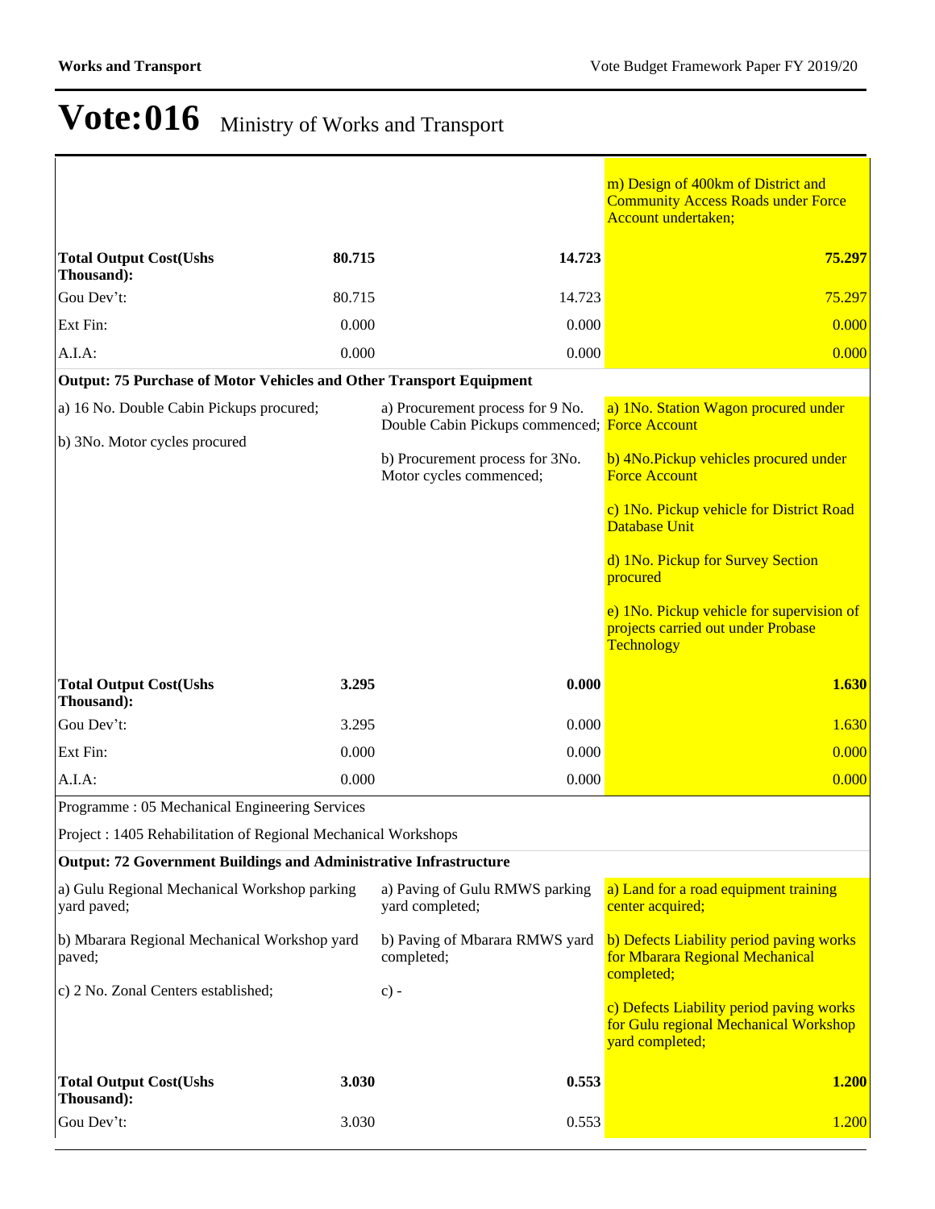# Vote:016 Ministry of Works and Transport

| | | |
|---|---|---|
| | | m) Design of 400km of District and Community Access Roads under Force Account undertaken; |
| **Total Output Cost(Ushs Thousand):** **80.715** | **14.723** | **75.297** |
| Gou Dev't: 80.715 | 14.723 | 75.297 |
| Ext Fin: 0.000 | 0.000 | 0.000 |
| A.I.A: 0.000 | 0.000 | 0.000 |
| **Output: 75 Purchase of Motor Vehicles and Other Transport Equipment** | | |
| a) 16 No. Double Cabin Pickups procured;<br><br>b) 3No. Motor cycles procured | a) Procurement process for 9 No. Double Cabin Pickups commenced;<br><br>b) Procurement process for 3No. Motor cycles commenced; | a) 1No. Station Wagon procured under Force Account<br><br>b) 4No.Pickup vehicles procured under Force Account<br><br>c) 1No. Pickup vehicle for District Road Database Unit<br><br>d) 1No. Pickup for Survey Section procured<br><br>e) 1No. Pickup vehicle for supervision of projects carried out under Probase Technology |
| **Total Output Cost(Ushs Thousand):** **3.295** | **0.000** | **1.630** |
| Gou Dev't: 3.295 | 0.000 | 1.630 |
| Ext Fin: 0.000 | 0.000 | 0.000 |
| A.I.A: 0.000 | 0.000 | 0.000 |
| Programme : 05 Mechanical Engineering Services | | |
| Project : 1405 Rehabilitation of Regional Mechanical Workshops | | |
| **Output: 72 Government Buildings and Administrative Infrastructure** | | |
| a) Gulu Regional Mechanical Workshop parking yard paved;<br><br>b) Mbarara Regional Mechanical Workshop yard paved;<br><br>c) 2 No. Zonal Centers established; | a) Paving of Gulu RMWS parking yard completed;<br><br>b) Paving of Mbarara RMWS yard completed;<br><br>c) - | a) Land for a road equipment training center acquired;<br><br>b) Defects Liability period paving works for Mbarara Regional Mechanical completed;<br><br>c) Defects Liability period paving works for Gulu regional Mechanical Workshop yard completed; |
| **Total Output Cost(Ushs Thousand):** **3.030** | **0.553** | **1.200** |
| Gou Dev't: 3.030 | 0.553 | 1.200 |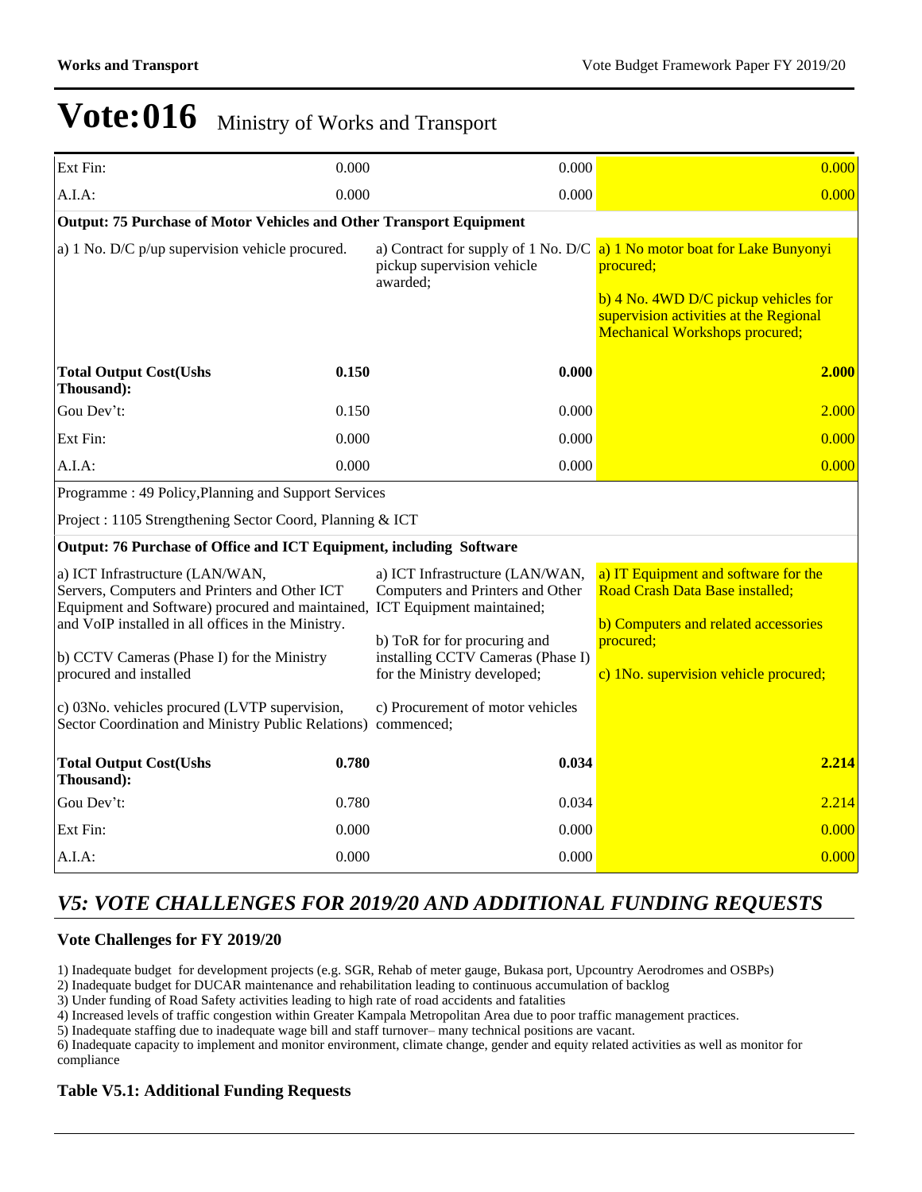# Vote:016 Ministry of Works and Transport

| | | | |
|---|---|---|---|
| Ext Fin: | 0.000 | 0.000 | 0.000 |
| A.I.A: | 0.000 | 0.000 | 0.000 |
| **Output: 75 Purchase of Motor Vehicles and Other Transport Equipment** | | | |
| a) 1 No. D/C p/up supervision vehicle procured. | | a) Contract for supply of 1 No. D/C pickup supervision vehicle awarded; | a) 1 No motor boat for Lake Bunyonyi procured;<br><br>b) 4 No. 4WD D/C pickup vehicles for supervision activities at the Regional Mechanical Workshops procured; |
| **Total Output Cost(Ushs Thousand):** | **0.150** | **0.000** | **2.000** |
| Gou Dev't: | 0.150 | 0.000 | 2.000 |
| Ext Fin: | 0.000 | 0.000 | 0.000 |
| A.I.A: | 0.000 | 0.000 | 0.000 |
| Programme : 49 Policy,Planning and Support Services | | | |
| Project : 1105 Strengthening Sector Coord, Planning & ICT | | | |
| **Output: 76 Purchase of Office and ICT Equipment, including Software** | | | |
| a) ICT Infrastructure (LAN/WAN, Servers, Computers and Printers and Other ICT Equipment and Software) procured and maintained, and VoIP installed in all offices in the Ministry.<br><br>b) CCTV Cameras (Phase I) for the Ministry procured and installed<br><br>c) 03No. vehicles procured (LVTP supervision, Sector Coordination and Ministry Public Relations) | | a) ICT Infrastructure (LAN/WAN, Computers and Printers and Other ICT Equipment maintained;<br><br>b) ToR for for procuring and installing CCTV Cameras (Phase I) for the Ministry developed;<br><br>c) Procurement of motor vehicles commenced; | a) IT Equipment and software for the Road Crash Data Base installed;<br><br>b) Computers and related accessories procured;<br><br>c) 1No. supervision vehicle procured; |
| **Total Output Cost(Ushs Thousand):** | **0.780** | **0.034** | **2.214** |
| Gou Dev't: | 0.780 | 0.034 | 2.214 |
| Ext Fin: | 0.000 | 0.000 | 0.000 |
| A.I.A: | 0.000 | 0.000 | 0.000 |

## *V5: VOTE CHALLENGES FOR 2019/20 AND ADDITIONAL FUNDING REQUESTS*

### Vote Challenges for FY 2019/20

1) Inadequate budget for development projects (e.g. SGR, Rehab of meter gauge, Bukasa port, Upcountry Aerodromes and OSBPs)
2) Inadequate budget for DUCAR maintenance and rehabilitation leading to continuous accumulation of backlog
3) Under funding of Road Safety activities leading to high rate of road accidents and fatalities
4) Increased levels of traffic congestion within Greater Kampala Metropolitan Area due to poor traffic management practices.
5) Inadequate staffing due to inadequate wage bill and staff turnover– many technical positions are vacant.
6) Inadequate capacity to implement and monitor environment, climate change, gender and equity related activities as well as monitor for compliance

### Table V5.1: Additional Funding Requests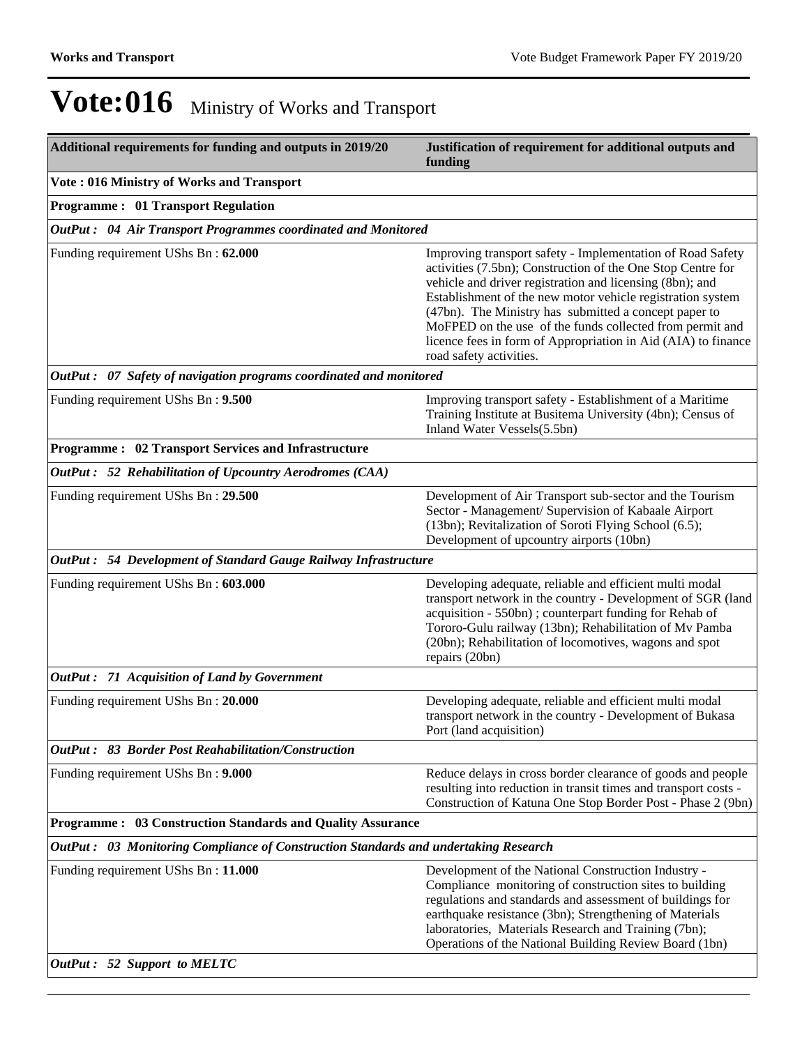# Vote:016 Ministry of Works and Transport

| Additional requirements for funding and outputs in 2019/20 | Justification of requirement for additional outputs and funding |
|---|---|
| **Vote : 016 Ministry of Works and Transport** | |
| **Programme : 01 Transport Regulation** | |
| ***OutPut : 04 Air Transport Programmes coordinated and Monitored*** | |
| Funding requirement UShs Bn : **62.000** | Improving transport safety - Implementation of Road Safety activities (7.5bn); Construction of the One Stop Centre for vehicle and driver registration and licensing (8bn); and Establishment of the new motor vehicle registration system (47bn). The Ministry has submitted a concept paper to MoFPED on the use of the funds collected from permit and licence fees in form of Appropriation in Aid (AIA) to finance road safety activities. |
| ***OutPut : 07 Safety of navigation programs coordinated and monitored*** | |
| Funding requirement UShs Bn : **9.500** | Improving transport safety - Establishment of a Maritime Training Institute at Busitema University (4bn); Census of Inland Water Vessels(5.5bn) |
| **Programme : 02 Transport Services and Infrastructure** | |
| ***OutPut : 52 Rehabilitation of Upcountry Aerodromes (CAA)*** | |
| Funding requirement UShs Bn : **29.500** | Development of Air Transport sub-sector and the Tourism Sector - Management/ Supervision of Kabaale Airport (13bn); Revitalization of Soroti Flying School (6.5); Development of upcountry airports (10bn) |
| ***OutPut : 54 Development of Standard Gauge Railway Infrastructure*** | |
| Funding requirement UShs Bn : **603.000** | Developing adequate, reliable and efficient multi modal transport network in the country - Development of SGR (land acquisition - 550bn) ; counterpart funding for Rehab of Tororo-Gulu railway (13bn); Rehabilitation of Mv Pamba (20bn); Rehabilitation of locomotives, wagons and spot repairs (20bn) |
| ***OutPut : 71 Acquisition of Land by Government*** | |
| Funding requirement UShs Bn : **20.000** | Developing adequate, reliable and efficient multi modal transport network in the country - Development of Bukasa Port (land acquisition) |
| ***OutPut : 83 Border Post Reahabilitation/Construction*** | |
| Funding requirement UShs Bn : **9.000** | Reduce delays in cross border clearance of goods and people resulting into reduction in transit times and transport costs - Construction of Katuna One Stop Border Post - Phase 2 (9bn) |
| **Programme : 03 Construction Standards and Quality Assurance** | |
| ***OutPut : 03 Monitoring Compliance of Construction Standards and undertaking Research*** | |
| Funding requirement UShs Bn : **11.000** | Development of the National Construction Industry - Compliance monitoring of construction sites to building regulations and standards and assessment of buildings for earthquake resistance (3bn); Strengthening of Materials laboratories, Materials Research and Training (7bn); Operations of the National Building Review Board (1bn) |
| ***OutPut : 52 Support to MELTC*** | |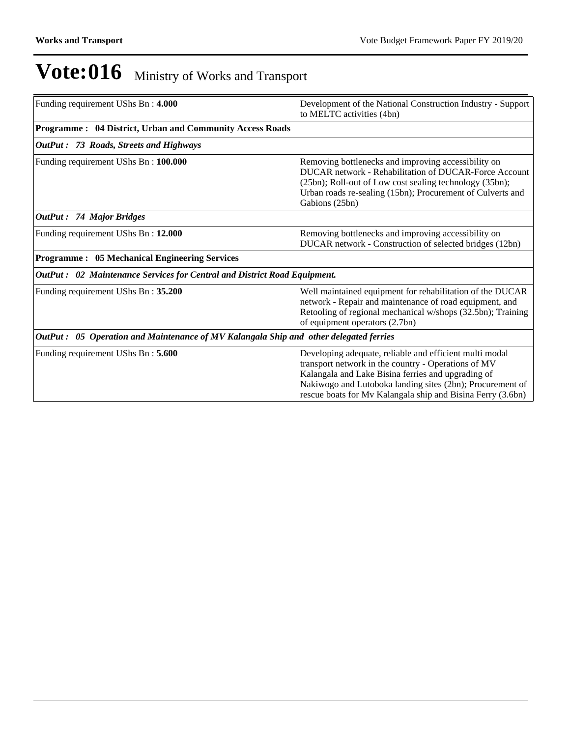# Vote:016 Ministry of Works and Transport

| | |
|---|---|
| Funding requirement UShs Bn : **4.000** | Development of the National Construction Industry - Support to MELTC activities (4bn) |
| **Programme : 04 District, Urban and Community Access Roads** | |
| ***OutPut : 73 Roads, Streets and Highways*** | |
| Funding requirement UShs Bn : **100.000** | Removing bottlenecks and improving accessibility on DUCAR network - Rehabilitation of DUCAR-Force Account (25bn); Roll-out of Low cost sealing technology (35bn); Urban roads re-sealing (15bn); Procurement of Culverts and Gabions (25bn) |
| ***OutPut : 74 Major Bridges*** | |
| Funding requirement UShs Bn : **12.000** | Removing bottlenecks and improving accessibility on DUCAR network - Construction of selected bridges (12bn) |
| **Programme : 05 Mechanical Engineering Services** | |
| ***OutPut : 02 Maintenance Services for Central and District Road Equipment.*** | |
| Funding requirement UShs Bn : **35.200** | Well maintained equipment for rehabilitation of the DUCAR network - Repair and maintenance of road equipment, and Retooling of regional mechanical w/shops (32.5bn); Training of equipment operators (2.7bn) |
| ***OutPut : 05 Operation and Maintenance of MV Kalangala Ship and other delegated ferries*** | |
| Funding requirement UShs Bn : **5.600** | Developing adequate, reliable and efficient multi modal transport network in the country - Operations of MV Kalangala and Lake Bisina ferries and upgrading of Nakiwogo and Lutoboka landing sites (2bn); Procurement of rescue boats for Mv Kalangala ship and Bisina Ferry (3.6bn) |